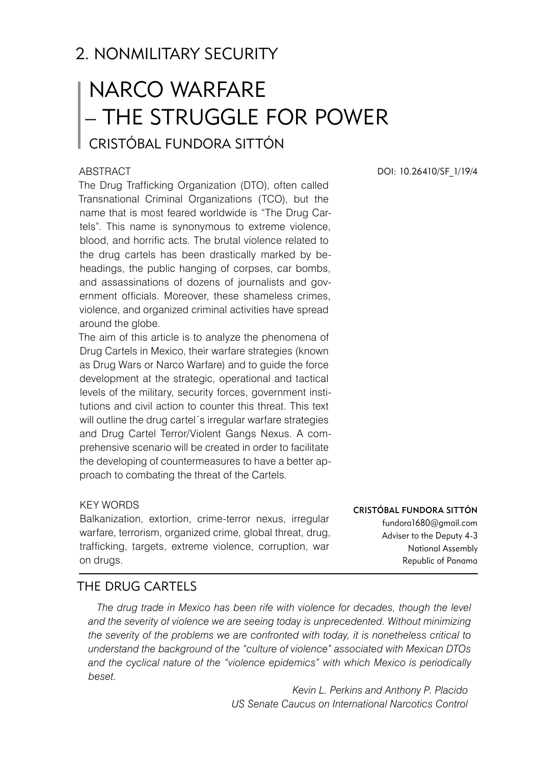## 2. NONMILITARY SECURITY

# NARCO WARFARE – THE STRUGGLE FOR POWER

### CRISTÓBAL FUNDORA SITTÓN

DOI: 10.26410/SF_1/19/4

ABSTRACT

The Drug Trafficking Organization (DTO), often called Transnational Criminal Organizations (TCO), but the name that is most feared worldwide is "The Drug Cartels". This name is synonymous to extreme violence, blood, and horrific acts. The brutal violence related to the drug cartels has been drastically marked by beheadings, the public hanging of corpses, car bombs, and assassinations of dozens of journalists and government officials. Moreover, these shameless crimes, violence, and organized criminal activities have spread around the globe.

The aim of this article is to analyze the phenomena of Drug Cartels in Mexico, their warfare strategies (known as Drug Wars or Narco Warfare) and to guide the force development at the strategic, operational and tactical levels of the military, security forces, government institutions and civil action to counter this threat. This text will outline the drug cartel´s irregular warfare strategies and Drug Cartel Terror/Violent Gangs Nexus. A comprehensive scenario will be created in order to facilitate the developing of countermeasures to have a better approach to combating the threat of the Cartels.

KEY WORDS

Balkanization, extortion, crime-terror nexus, irregular warfare, terrorism, organized crime, global threat, drug, trafficking, targets, extreme violence, corruption, war on drugs.

**CRISTÓBAL FUNDORA SITTÓN**
fundora1680@gmail.com
Adviser to the Deputy 4-3
National Assembly
Republic of Panama

## THE DRUG CARTELS

*The drug trade in Mexico has been rife with violence for decades, though the level and the severity of violence we are seeing today is unprecedented. Without minimizing the severity of the problems we are confronted with today, it is nonetheless critical to understand the background of the "culture of violence" associated with Mexican DTOs and the cyclical nature of the "violence epidemics" with which Mexico is periodically beset.*

*Kevin L. Perkins and Anthony P. Placido*
*US Senate Caucus on International Narcotics Control*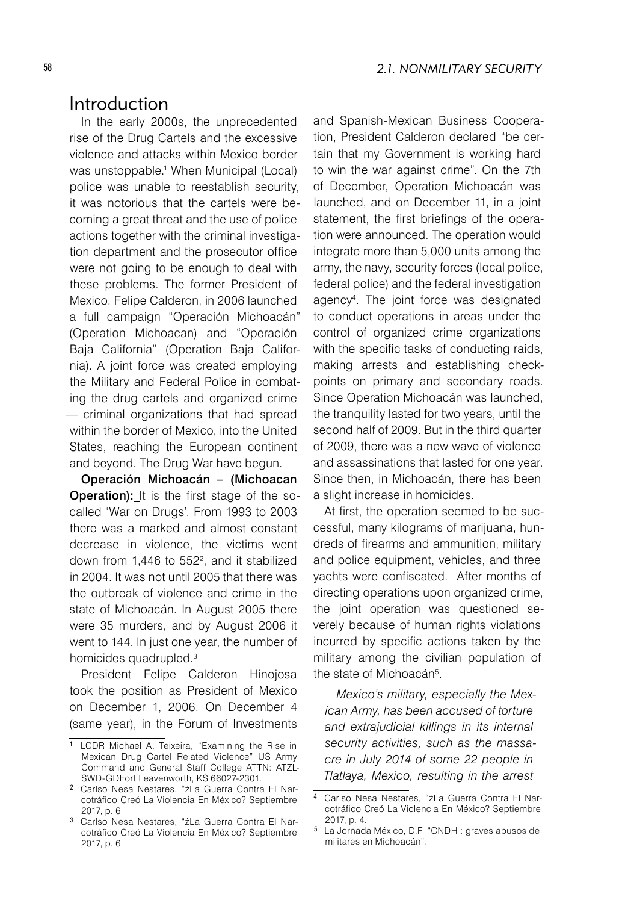## Introduction

In the early 2000s, the unprecedented rise of the Drug Cartels and the excessive violence and attacks within Mexico border was unstoppable.[1] When Municipal (Local) police was unable to reestablish security, it was notorious that the cartels were becoming a great threat and the use of police actions together with the criminal investigation department and the prosecutor office were not going to be enough to deal with these problems. The former President of Mexico, Felipe Calderon, in 2006 launched a full campaign "Operación Michoacán" (Operation Michoacan) and "Operación Baja California" (Operation Baja California). A joint force was created employing the Military and Federal Police in combating the drug cartels and organized crime — criminal organizations that had spread within the border of Mexico, into the United States, reaching the European continent and beyond. The Drug War have begun.

**Operación Michoacán – (Michoacan Operation):** It is the first stage of the so-called 'War on Drugs'. From 1993 to 2003 there was a marked and almost constant decrease in violence, the victims went down from 1,446 to 552[2], and it stabilized in 2004. It was not until 2005 that there was the outbreak of violence and crime in the state of Michoacán. In August 2005 there were 35 murders, and by August 2006 it went to 144. In just one year, the number of homicides quadrupled.[3]

President Felipe Calderon Hinojosa took the position as President of Mexico on December 1, 2006. On December 4 (same year), in the Forum of Investments and Spanish-Mexican Business Cooperation, President Calderon declared "be certain that my Government is working hard to win the war against crime". On the 7th of December, Operation Michoacán was launched, and on December 11, in a joint statement, the first briefings of the operation were announced. The operation would integrate more than 5,000 units among the army, the navy, security forces (local police, federal police) and the federal investigation agency[4]. The joint force was designated to conduct operations in areas under the control of organized crime organizations with the specific tasks of conducting raids, making arrests and establishing checkpoints on primary and secondary roads. Since Operation Michoacán was launched, the tranquility lasted for two years, until the second half of 2009. But in the third quarter of 2009, there was a new wave of violence and assassinations that lasted for one year. Since then, in Michoacán, there has been a slight increase in homicides.

At first, the operation seemed to be successful, many kilograms of marijuana, hundreds of firearms and ammunition, military and police equipment, vehicles, and three yachts were confiscated. After months of directing operations upon organized crime, the joint operation was questioned severely because of human rights violations incurred by specific actions taken by the military among the civilian population of the state of Michoacán[5].

*Mexico's military, especially the Mexican Army, has been accused of torture and extrajudicial killings in its internal security activities, such as the massacre in July 2014 of some 22 people in Tlatlaya, Mexico, resulting in the arrest*

---

[1] LCDR Michael A. Teixeira, "Examining the Rise in Mexican Drug Cartel Related Violence" US Army Command and General Staff College ATTN: ATZL-SWD-GDFort Leavenworth, KS 66027-2301.

[2] Carlso Nesa Nestares, "¿La Guerra Contra El Narcotráfico Creó La Violencia En México? Septiembre 2017, p. 6.

[3] Carlso Nesa Nestares, "¿La Guerra Contra El Narcotráfico Creó La Violencia En México? Septiembre 2017, p. 6.

[4] Carlso Nesa Nestares, "¿La Guerra Contra El Narcotráfico Creó La Violencia En México? Septiembre 2017, p. 4.

[5] La Jornada México, D.F. "CNDH : graves abusos de militares en Michoacán".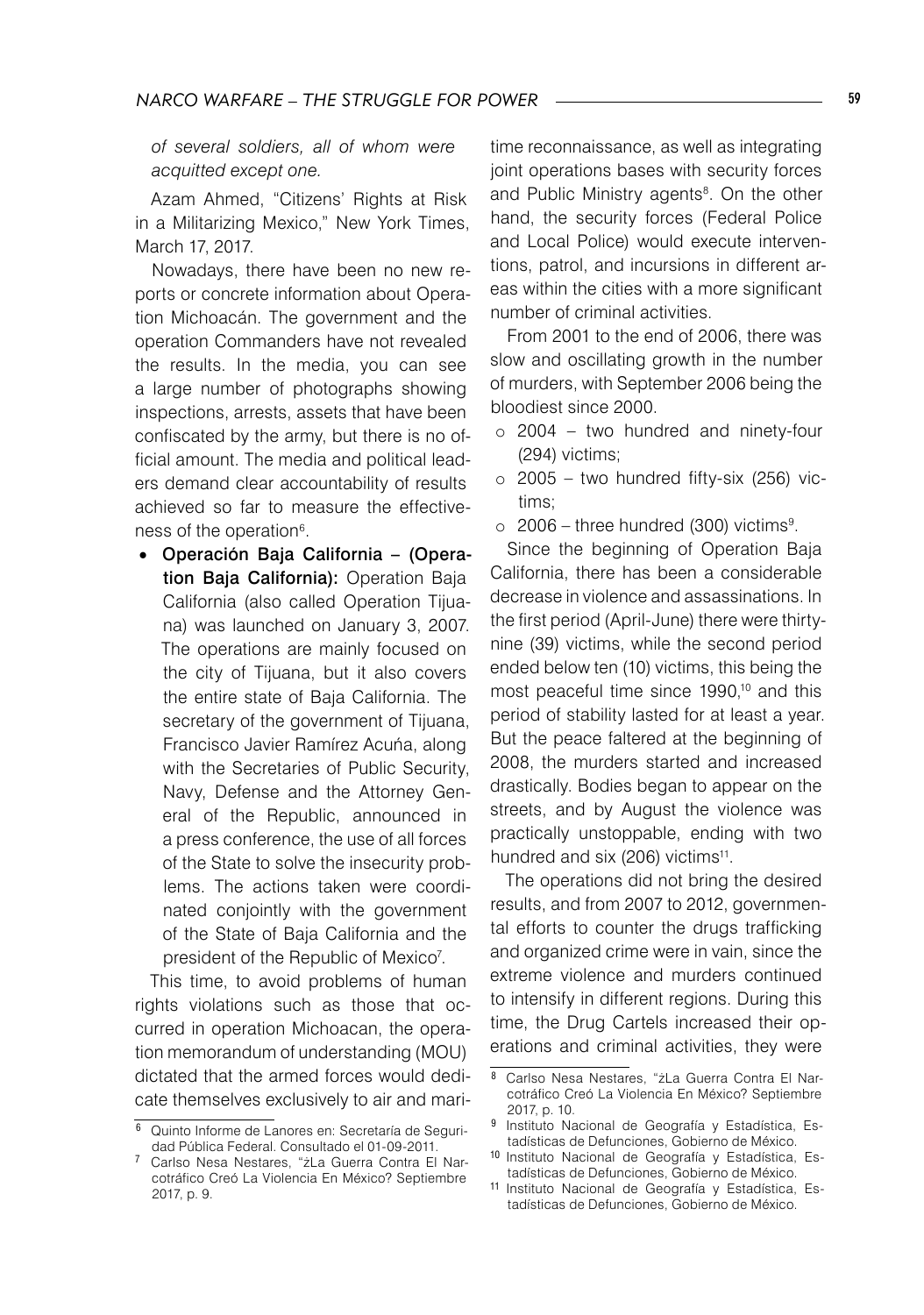*of several soldiers, all of whom were acquitted except one.*

Azam Ahmed, "Citizens' Rights at Risk in a Militarizing Mexico," New York Times, March 17, 2017.

Nowadays, there have been no new reports or concrete information about Operation Michoacán. The government and the operation Commanders have not revealed the results. In the media, you can see a large number of photographs showing inspections, arrests, assets that have been confiscated by the army, but there is no official amount. The media and political leaders demand clear accountability of results achieved so far to measure the effectiveness of the operation[6].

- **Operación Baja California – (Operation Baja California):** Operation Baja California (also called Operation Tijuana) was launched on January 3, 2007. The operations are mainly focused on the city of Tijuana, but it also covers the entire state of Baja California. The secretary of the government of Tijuana, Francisco Javier Ramírez Acuña, along with the Secretaries of Public Security, Navy, Defense and the Attorney General of the Republic, announced in a press conference, the use of all forces of the State to solve the insecurity problems. The actions taken were coordinated conjointly with the government of the State of Baja California and the president of the Republic of Mexico[7].

This time, to avoid problems of human rights violations such as those that occurred in operation Michoacan, the operation memorandum of understanding (MOU) dictated that the armed forces would dedicate themselves exclusively to air and maritime reconnaissance, as well as integrating joint operations bases with security forces and Public Ministry agents[8]. On the other hand, the security forces (Federal Police and Local Police) would execute interventions, patrol, and incursions in different areas within the cities with a more significant number of criminal activities.

From 2001 to the end of 2006, there was slow and oscillating growth in the number of murders, with September 2006 being the bloodiest since 2000.

- 2004 – two hundred and ninety-four (294) victims;
- 2005 – two hundred fifty-six (256) victims;
- 2006 – three hundred (300) victims[9].

Since the beginning of Operation Baja California, there has been a considerable decrease in violence and assassinations. In the first period (April-June) there were thirty-nine (39) victims, while the second period ended below ten (10) victims, this being the most peaceful time since 1990,[10] and this period of stability lasted for at least a year. But the peace faltered at the beginning of 2008, the murders started and increased drastically. Bodies began to appear on the streets, and by August the violence was practically unstoppable, ending with two hundred and six (206) victims[11].

The operations did not bring the desired results, and from 2007 to 2012, governmental efforts to counter the drugs trafficking and organized crime were in vain, since the extreme violence and murders continued to intensify in different regions. During this time, the Drug Cartels increased their operations and criminal activities, they were

---

[6] Quinto Informe de Lanores en: Secretaría de Seguridad Pública Federal. Consultado el 01-09-2011.

[7] Carlso Nesa Nestares, "¿La Guerra Contra El Narcotráfico Creó La Violencia En México? Septiembre 2017, p. 9.

[8] Carlso Nesa Nestares, "¿La Guerra Contra El Narcotráfico Creó La Violencia En México? Septiembre 2017, p. 10.

[9] Instituto Nacional de Geografía y Estadística, Estadísticas de Defunciones, Gobierno de México.

[10] Instituto Nacional de Geografía y Estadística, Estadísticas de Defunciones, Gobierno de México.

[11] Instituto Nacional de Geografía y Estadística, Estadísticas de Defunciones, Gobierno de México.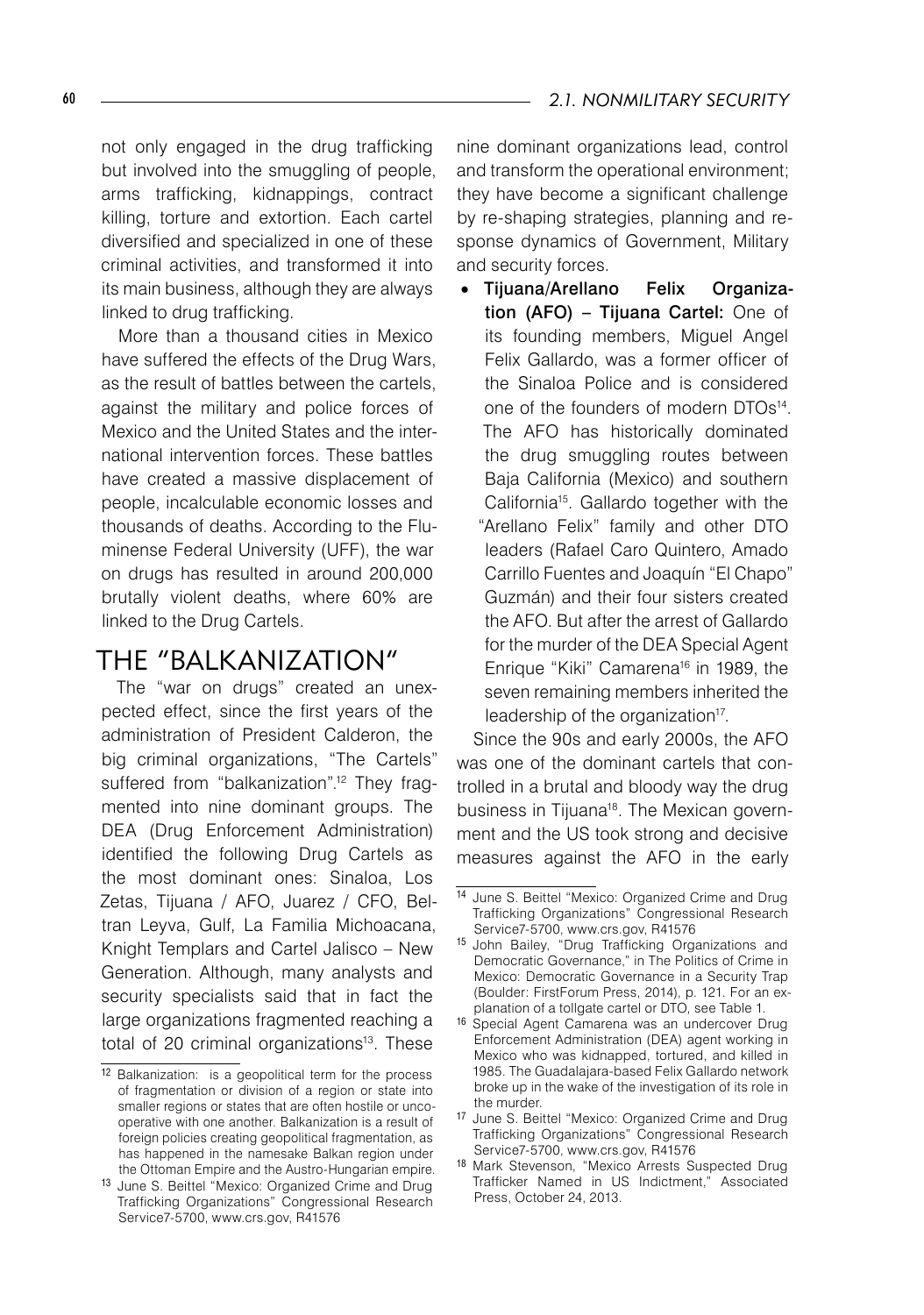not only engaged in the drug trafficking but involved into the smuggling of people, arms trafficking, kidnappings, contract killing, torture and extortion. Each cartel diversified and specialized in one of these criminal activities, and transformed it into its main business, although they are always linked to drug trafficking.

More than a thousand cities in Mexico have suffered the effects of the Drug Wars, as the result of battles between the cartels, against the military and police forces of Mexico and the United States and the international intervention forces. These battles have created a massive displacement of people, incalculable economic losses and thousands of deaths. According to the Fluminense Federal University (UFF), the war on drugs has resulted in around 200,000 brutally violent deaths, where 60% are linked to the Drug Cartels.

## THE "BALKANIZATION"

The "war on drugs" created an unexpected effect, since the first years of the administration of President Calderon, the big criminal organizations, "The Cartels" suffered from "balkanization".[12] They fragmented into nine dominant groups. The DEA (Drug Enforcement Administration) identified the following Drug Cartels as the most dominant ones: Sinaloa, Los Zetas, Tijuana / AFO, Juarez / CFO, Beltran Leyva, Gulf, La Familia Michoacana, Knight Templars and Cartel Jalisco – New Generation. Although, many analysts and security specialists said that in fact the large organizations fragmented reaching a total of 20 criminal organizations[13]. These nine dominant organizations lead, control and transform the operational environment; they have become a significant challenge by re-shaping strategies, planning and response dynamics of Government, Military and security forces.

- **Tijuana/Arellano Felix Organization (AFO) – Tijuana Cartel:** One of its founding members, Miguel Angel Felix Gallardo, was a former officer of the Sinaloa Police and is considered one of the founders of modern DTOs[14]. The AFO has historically dominated the drug smuggling routes between Baja California (Mexico) and southern California[15]. Gallardo together with the "Arellano Felix" family and other DTO leaders (Rafael Caro Quintero, Amado Carrillo Fuentes and Joaquín "El Chapo" Guzmán) and their four sisters created the AFO. But after the arrest of Gallardo for the murder of the DEA Special Agent Enrique "Kiki" Camarena[16] in 1989, the seven remaining members inherited the leadership of the organization[17].

Since the 90s and early 2000s, the AFO was one of the dominant cartels that controlled in a brutal and bloody way the drug business in Tijuana[18]. The Mexican government and the US took strong and decisive measures against the AFO in the early

---

[12] Balkanization: is a geopolitical term for the process of fragmentation or division of a region or state into smaller regions or states that are often hostile or uncooperative with one another. Balkanization is a result of foreign policies creating geopolitical fragmentation, as has happened in the namesake Balkan region under the Ottoman Empire and the Austro-Hungarian empire.

[13] June S. Beittel "Mexico: Organized Crime and Drug Trafficking Organizations" Congressional Research Service7-5700, www.crs.gov, R41576

[14] June S. Beittel "Mexico: Organized Crime and Drug Trafficking Organizations" Congressional Research Service7-5700, www.crs.gov, R41576

[15] John Bailey, "Drug Trafficking Organizations and Democratic Governance," in The Politics of Crime in Mexico: Democratic Governance in a Security Trap (Boulder: FirstForum Press, 2014), p. 121. For an explanation of a tollgate cartel or DTO, see Table 1.

[16] Special Agent Camarena was an undercover Drug Enforcement Administration (DEA) agent working in Mexico who was kidnapped, tortured, and killed in 1985. The Guadalajara-based Felix Gallardo network broke up in the wake of the investigation of its role in the murder.

[17] June S. Beittel "Mexico: Organized Crime and Drug Trafficking Organizations" Congressional Research Service7-5700, www.crs.gov, R41576

[18] Mark Stevenson, "Mexico Arrests Suspected Drug Trafficker Named in US Indictment," Associated Press, October 24, 2013.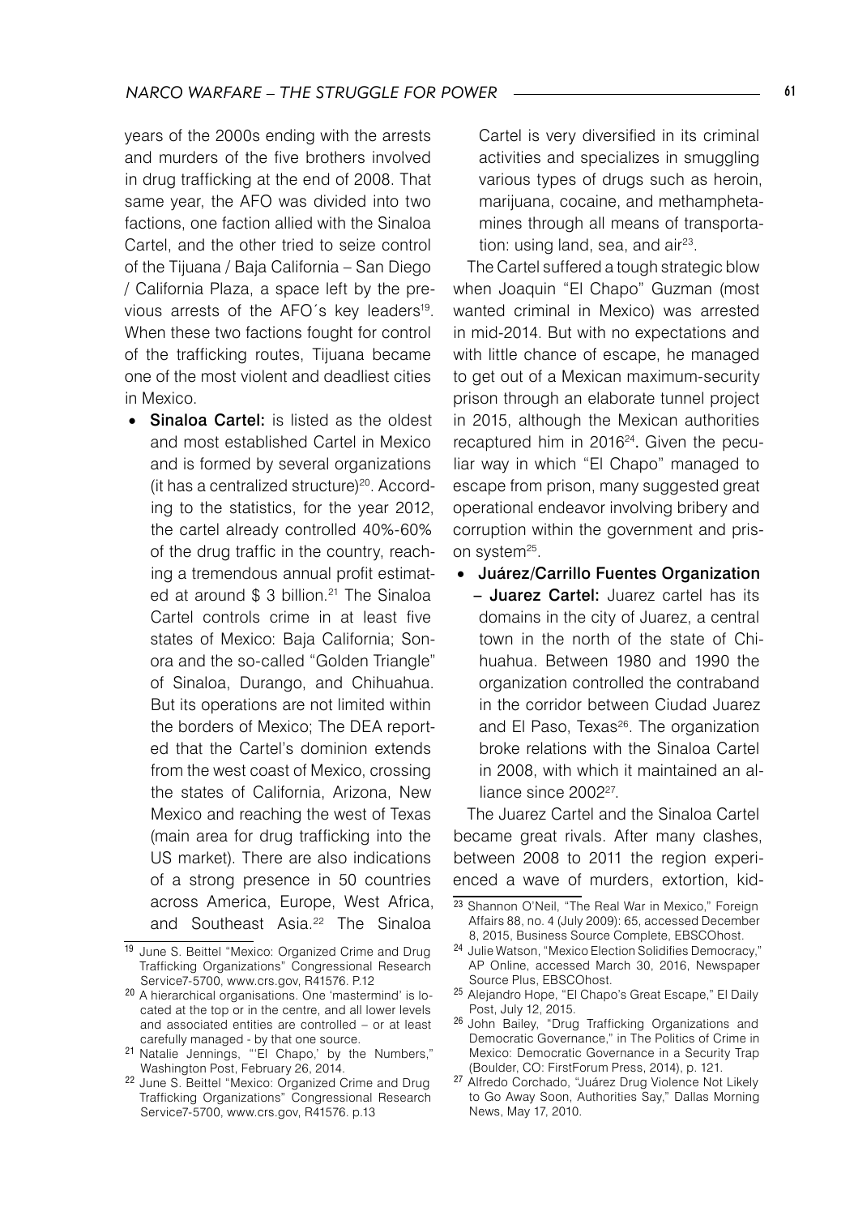years of the 2000s ending with the arrests and murders of the five brothers involved in drug trafficking at the end of 2008. That same year, the AFO was divided into two factions, one faction allied with the Sinaloa Cartel, and the other tried to seize control of the Tijuana / Baja California – San Diego / California Plaza, a space left by the previous arrests of the AFO´s key leaders[19]. When these two factions fought for control of the trafficking routes, Tijuana became one of the most violent and deadliest cities in Mexico.

- **Sinaloa Cartel:** is listed as the oldest and most established Cartel in Mexico and is formed by several organizations (it has a centralized structure)[20]. According to the statistics, for the year 2012, the cartel already controlled 40%-60% of the drug traffic in the country, reaching a tremendous annual profit estimated at around $ 3 billion.[21] The Sinaloa Cartel controls crime in at least five states of Mexico: Baja California; Sonora and the so-called "Golden Triangle" of Sinaloa, Durango, and Chihuahua. But its operations are not limited within the borders of Mexico; The DEA reported that the Cartel's dominion extends from the west coast of Mexico, crossing the states of California, Arizona, New Mexico and reaching the west of Texas (main area for drug trafficking into the US market). There are also indications of a strong presence in 50 countries across America, Europe, West Africa, and Southeast Asia.[22] The Sinaloa Cartel is very diversified in its criminal activities and specializes in smuggling various types of drugs such as heroin, marijuana, cocaine, and methamphetamines through all means of transportation: using land, sea, and air[23].

The Cartel suffered a tough strategic blow when Joaquin "El Chapo" Guzman (most wanted criminal in Mexico) was arrested in mid-2014. But with no expectations and with little chance of escape, he managed to get out of a Mexican maximum-security prison through an elaborate tunnel project in 2015, although the Mexican authorities recaptured him in 2016[24]. Given the peculiar way in which "El Chapo" managed to escape from prison, many suggested great operational endeavor involving bribery and corruption within the government and prison system[25].

- **Juárez/Carrillo Fuentes Organization – Juarez Cartel:** Juarez cartel has its domains in the city of Juarez, a central town in the north of the state of Chihuahua. Between 1980 and 1990 the organization controlled the contraband in the corridor between Ciudad Juarez and El Paso, Texas[26]. The organization broke relations with the Sinaloa Cartel in 2008, with which it maintained an alliance since 2002[27].

The Juarez Cartel and the Sinaloa Cartel became great rivals. After many clashes, between 2008 to 2011 the region experienced a wave of murders, extortion, kid-

---

[19] June S. Beittel "Mexico: Organized Crime and Drug Trafficking Organizations" Congressional Research Service7-5700, www.crs.gov, R41576. P.12

[20] A hierarchical organisations. One 'mastermind' is located at the top or in the centre, and all lower levels and associated entities are controlled – or at least carefully managed - by that one source.

[21] Natalie Jennings, "'El Chapo,' by the Numbers," Washington Post, February 26, 2014.

[22] June S. Beittel "Mexico: Organized Crime and Drug Trafficking Organizations" Congressional Research Service7-5700, www.crs.gov, R41576. p.13

[23] Shannon O'Neil, "The Real War in Mexico," Foreign Affairs 88, no. 4 (July 2009): 65, accessed December 8, 2015, Business Source Complete, EBSCOhost.

[24] Julie Watson, "Mexico Election Solidifies Democracy," AP Online, accessed March 30, 2016, Newspaper Source Plus, EBSCOhost.

[25] Alejandro Hope, "El Chapo's Great Escape," El Daily Post, July 12, 2015.

[26] John Bailey, "Drug Trafficking Organizations and Democratic Governance," in The Politics of Crime in Mexico: Democratic Governance in a Security Trap (Boulder, CO: FirstForum Press, 2014), p. 121.

[27] Alfredo Corchado, "Juárez Drug Violence Not Likely to Go Away Soon, Authorities Say," Dallas Morning News, May 17, 2010.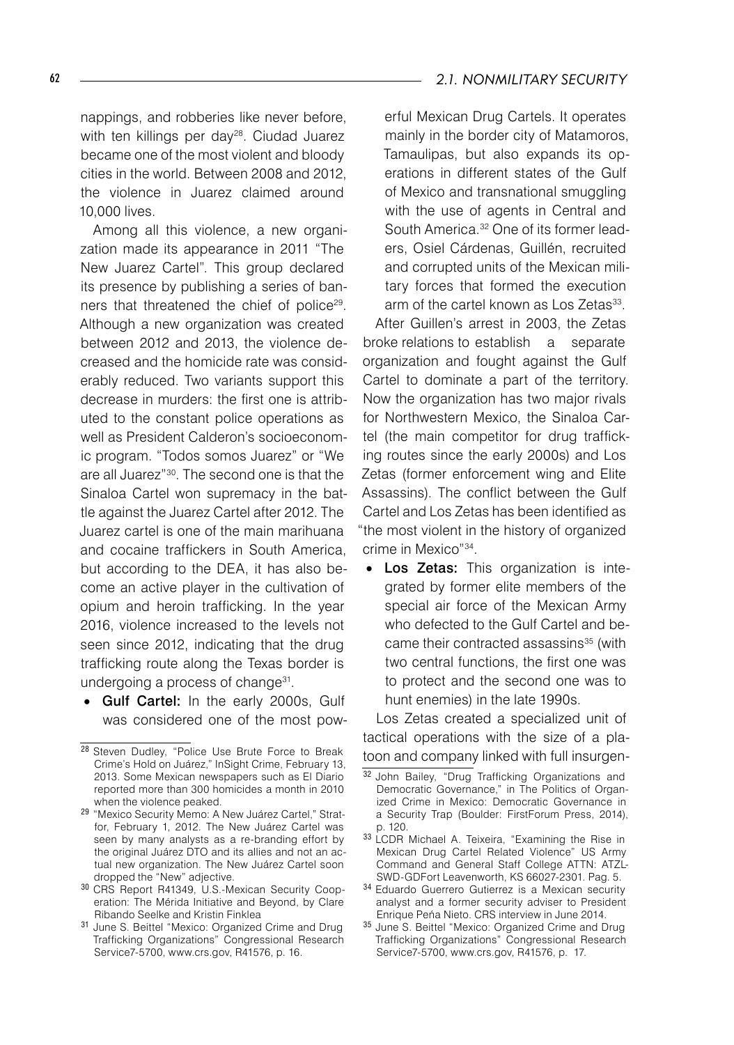nappings, and robberies like never before, with ten killings per day[28]. Ciudad Juarez became one of the most violent and bloody cities in the world. Between 2008 and 2012, the violence in Juarez claimed around 10,000 lives.

Among all this violence, a new organization made its appearance in 2011 "The New Juarez Cartel". This group declared its presence by publishing a series of banners that threatened the chief of police[29]. Although a new organization was created between 2012 and 2013, the violence decreased and the homicide rate was considerably reduced. Two variants support this decrease in murders: the first one is attributed to the constant police operations as well as President Calderon's socioeconomic program. "Todos somos Juarez" or "We are all Juarez"[30]. The second one is that the Sinaloa Cartel won supremacy in the battle against the Juarez Cartel after 2012. The Juarez cartel is one of the main marihuana and cocaine traffickers in South America, but according to the DEA, it has also become an active player in the cultivation of opium and heroin trafficking. In the year 2016, violence increased to the levels not seen since 2012, indicating that the drug trafficking route along the Texas border is undergoing a process of change[31].

- **Gulf Cartel:** In the early 2000s, Gulf was considered one of the most powerful Mexican Drug Cartels. It operates mainly in the border city of Matamoros, Tamaulipas, but also expands its operations in different states of the Gulf of Mexico and transnational smuggling with the use of agents in Central and South America.[32] One of its former leaders, Osiel Cárdenas, Guillén, recruited and corrupted units of the Mexican military forces that formed the execution arm of the cartel known as Los Zetas[33].

After Guillen's arrest in 2003, the Zetas broke relations to establish a separate organization and fought against the Gulf Cartel to dominate a part of the territory. Now the organization has two major rivals for Northwestern Mexico, the Sinaloa Cartel (the main competitor for drug trafficking routes since the early 2000s) and Los Zetas (former enforcement wing and Elite Assassins). The conflict between the Gulf Cartel and Los Zetas has been identified as "the most violent in the history of organized crime in Mexico"[34].

- **Los Zetas:** This organization is integrated by former elite members of the special air force of the Mexican Army who defected to the Gulf Cartel and became their contracted assassins[35] (with two central functions, the first one was to protect and the second one was to hunt enemies) in the late 1990s.

Los Zetas created a specialized unit of tactical operations with the size of a platoon and company linked with full insurgen-

---

[28] Steven Dudley, "Police Use Brute Force to Break Crime's Hold on Juárez," InSight Crime, February 13, 2013. Some Mexican newspapers such as El Diario reported more than 300 homicides a month in 2010 when the violence peaked.

[29] "Mexico Security Memo: A New Juárez Cartel," Stratfor, February 1, 2012. The New Juárez Cartel was seen by many analysts as a re-branding effort by the original Juárez DTO and its allies and not an actual new organization. The New Juárez Cartel soon dropped the "New" adjective.

[30] CRS Report R41349, U.S.-Mexican Security Cooperation: The Mérida Initiative and Beyond, by Clare Ribando Seelke and Kristin Finklea

[31] June S. Beittel "Mexico: Organized Crime and Drug Trafficking Organizations" Congressional Research Service7-5700, www.crs.gov, R41576, p. 16.

[32] John Bailey, "Drug Trafficking Organizations and Democratic Governance," in The Politics of Organized Crime in Mexico: Democratic Governance in a Security Trap (Boulder: FirstForum Press, 2014), p. 120.

[33] LCDR Michael A. Teixeira, "Examining the Rise in Mexican Drug Cartel Related Violence" US Army Command and General Staff College ATTN: ATZL-SWD-GDFort Leavenworth, KS 66027-2301. Pag. 5.

[34] Eduardo Guerrero Gutierrez is a Mexican security analyst and a former security adviser to President Enrique Peña Nieto. CRS interview in June 2014.

[35] June S. Beittel "Mexico: Organized Crime and Drug Trafficking Organizations" Congressional Research Service7-5700, www.crs.gov, R41576, p. 17.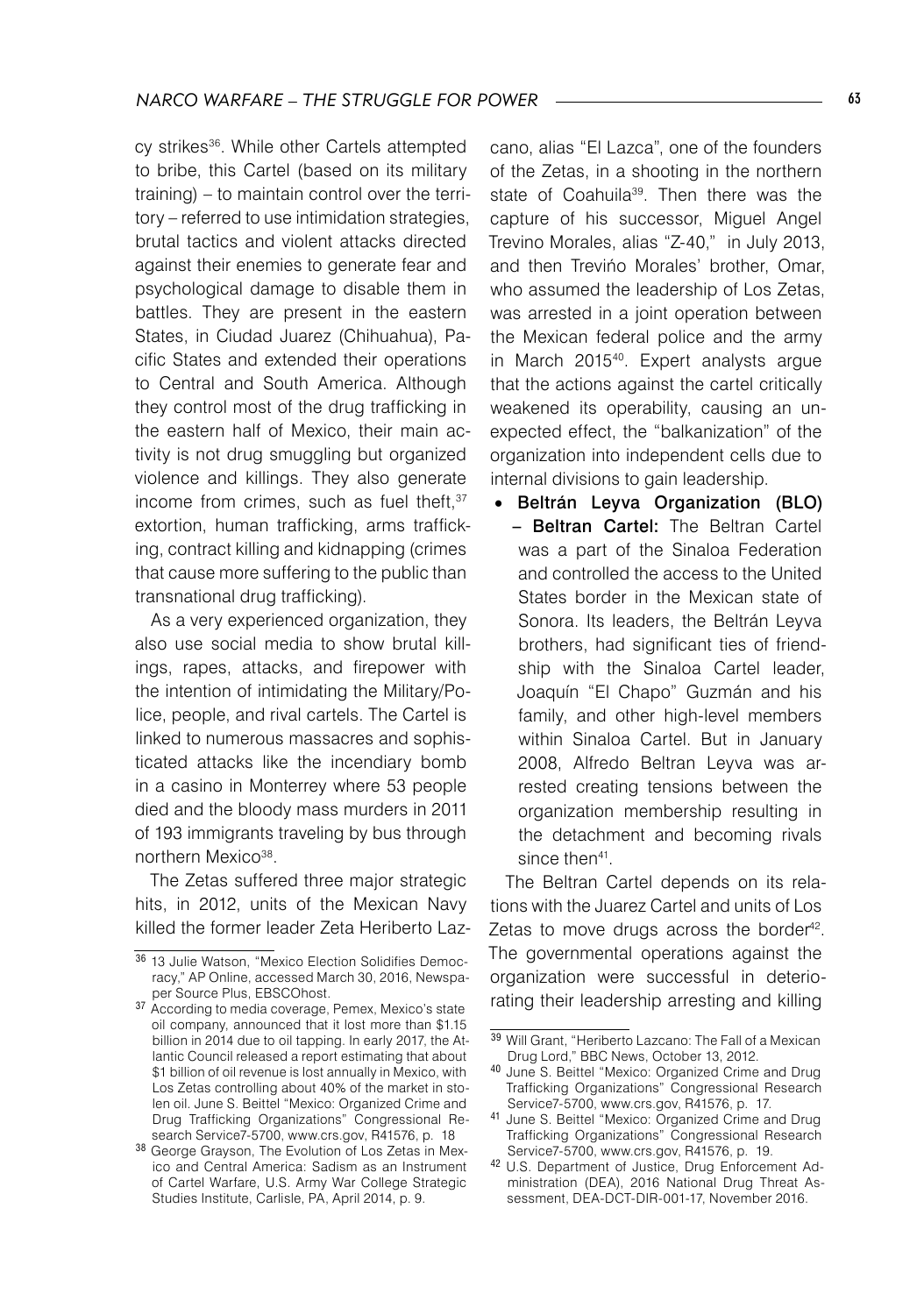cy strikes[36]. While other Cartels attempted to bribe, this Cartel (based on its military training) – to maintain control over the territory – referred to use intimidation strategies, brutal tactics and violent attacks directed against their enemies to generate fear and psychological damage to disable them in battles. They are present in the eastern States, in Ciudad Juarez (Chihuahua), Pacific States and extended their operations to Central and South America. Although they control most of the drug trafficking in the eastern half of Mexico, their main activity is not drug smuggling but organized violence and killings. They also generate income from crimes, such as fuel theft,[37] extortion, human trafficking, arms trafficking, contract killing and kidnapping (crimes that cause more suffering to the public than transnational drug trafficking).

As a very experienced organization, they also use social media to show brutal killings, rapes, attacks, and firepower with the intention of intimidating the Military/Police, people, and rival cartels. The Cartel is linked to numerous massacres and sophisticated attacks like the incendiary bomb in a casino in Monterrey where 53 people died and the bloody mass murders in 2011 of 193 immigrants traveling by bus through northern Mexico[38].

The Zetas suffered three major strategic hits, in 2012, units of the Mexican Navy killed the former leader Zeta Heriberto Lazcano, alias "El Lazca", one of the founders of the Zetas, in a shooting in the northern state of Coahuila[39]. Then there was the capture of his successor, Miguel Angel Trevino Morales, alias "Z-40," in July 2013, and then Trevińo Morales' brother, Omar, who assumed the leadership of Los Zetas, was arrested in a joint operation between the Mexican federal police and the army in March 2015[40]. Expert analysts argue that the actions against the cartel critically weakened its operability, causing an unexpected effect, the "balkanization" of the organization into independent cells due to internal divisions to gain leadership.

- **Beltrán Leyva Organization (BLO) – Beltran Cartel:** The Beltran Cartel was a part of the Sinaloa Federation and controlled the access to the United States border in the Mexican state of Sonora. Its leaders, the Beltrán Leyva brothers, had significant ties of friendship with the Sinaloa Cartel leader, Joaquín "El Chapo" Guzmán and his family, and other high-level members within Sinaloa Cartel. But in January 2008, Alfredo Beltran Leyva was arrested creating tensions between the organization membership resulting in the detachment and becoming rivals since then[41].

The Beltran Cartel depends on its relations with the Juarez Cartel and units of Los Zetas to move drugs across the border[42]. The governmental operations against the organization were successful in deteriorating their leadership arresting and killing

---

[36] 13 Julie Watson, "Mexico Election Solidifies Democracy," AP Online, accessed March 30, 2016, Newspaper Source Plus, EBSCOhost.

[37] According to media coverage, Pemex, Mexico's state oil company, announced that it lost more than $1.15 billion in 2014 due to oil tapping. In early 2017, the Atlantic Council released a report estimating that about $1 billion of oil revenue is lost annually in Mexico, with Los Zetas controlling about 40% of the market in stolen oil. June S. Beittel "Mexico: Organized Crime and Drug Trafficking Organizations" Congressional Research Service7-5700, www.crs.gov, R41576, p. 18

[38] George Grayson, The Evolution of Los Zetas in Mexico and Central America: Sadism as an Instrument of Cartel Warfare, U.S. Army War College Strategic Studies Institute, Carlisle, PA, April 2014, p. 9.

[39] Will Grant, "Heriberto Lazcano: The Fall of a Mexican Drug Lord," BBC News, October 13, 2012.

[40] June S. Beittel "Mexico: Organized Crime and Drug Trafficking Organizations" Congressional Research Service7-5700, www.crs.gov, R41576, p. 17.

[41] June S. Beittel "Mexico: Organized Crime and Drug Trafficking Organizations" Congressional Research Service7-5700, www.crs.gov, R41576, p. 19.

[42] U.S. Department of Justice, Drug Enforcement Administration (DEA), 2016 National Drug Threat Assessment, DEA-DCT-DIR-001-17, November 2016.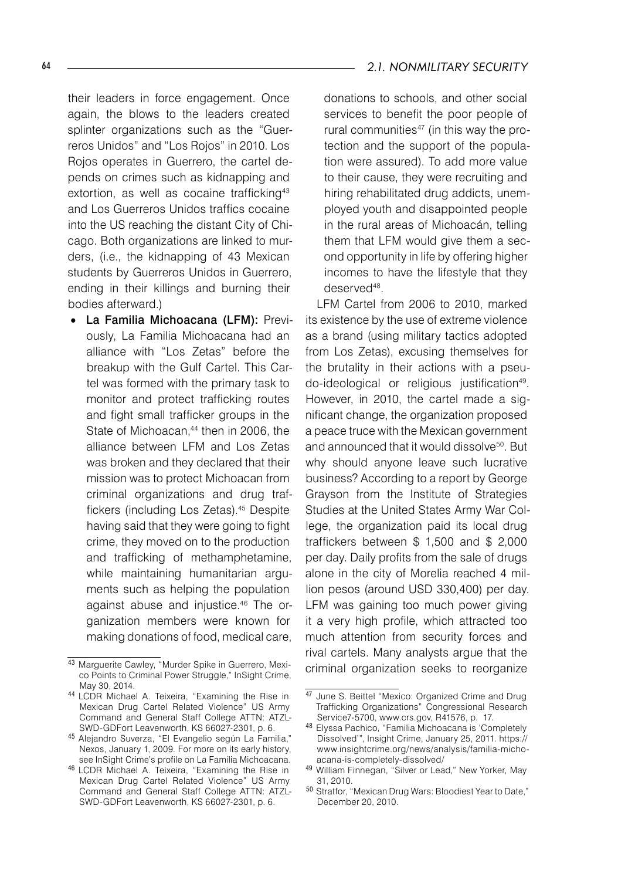their leaders in force engagement. Once again, the blows to the leaders created splinter organizations such as the "Guerreros Unidos" and "Los Rojos" in 2010. Los Rojos operates in Guerrero, the cartel depends on crimes such as kidnapping and extortion, as well as cocaine trafficking[43] and Los Guerreros Unidos traffics cocaine into the US reaching the distant City of Chicago. Both organizations are linked to murders, (i.e., the kidnapping of 43 Mexican students by Guerreros Unidos in Guerrero, ending in their killings and burning their bodies afterward.)

- **La Familia Michoacana (LFM):** Previously, La Familia Michoacana had an alliance with "Los Zetas" before the breakup with the Gulf Cartel. This Cartel was formed with the primary task to monitor and protect trafficking routes and fight small trafficker groups in the State of Michoacan,[44] then in 2006, the alliance between LFM and Los Zetas was broken and they declared that their mission was to protect Michoacan from criminal organizations and drug traffickers (including Los Zetas).[45] Despite having said that they were going to fight crime, they moved on to the production and trafficking of methamphetamine, while maintaining humanitarian arguments such as helping the population against abuse and injustice.[46] The organization members were known for making donations of food, medical care, donations to schools, and other social services to benefit the poor people of rural communities[47] (in this way the protection and the support of the population were assured). To add more value to their cause, they were recruiting and hiring rehabilitated drug addicts, unemployed youth and disappointed people in the rural areas of Michoacán, telling them that LFM would give them a second opportunity in life by offering higher incomes to have the lifestyle that they deserved[48].

LFM Cartel from 2006 to 2010, marked its existence by the use of extreme violence as a brand (using military tactics adopted from Los Zetas), excusing themselves for the brutality in their actions with a pseudo-ideological or religious justification[49]. However, in 2010, the cartel made a significant change, the organization proposed a peace truce with the Mexican government and announced that it would dissolve[50]. But why should anyone leave such lucrative business? According to a report by George Grayson from the Institute of Strategies Studies at the United States Army War College, the organization paid its local drug traffickers between $ 1,500 and $ 2,000 per day. Daily profits from the sale of drugs alone in the city of Morelia reached 4 million pesos (around USD 330,400) per day. LFM was gaining too much power giving it a very high profile, which attracted too much attention from security forces and rival cartels. Many analysts argue that the criminal organization seeks to reorganize

---

[43] Marguerite Cawley, "Murder Spike in Guerrero, Mexico Points to Criminal Power Struggle," InSight Crime, May 30, 2014.

[44] LCDR Michael A. Teixeira, "Examining the Rise in Mexican Drug Cartel Related Violence" US Army Command and General Staff College ATTN: ATZL-SWD-GDFort Leavenworth, KS 66027-2301, p. 6.

[45] Alejandro Suverza, "El Evangelio según La Familia," Nexos, January 1, 2009. For more on its early history, see InSight Crime's profile on La Familia Michoacana.

[46] LCDR Michael A. Teixeira, "Examining the Rise in Mexican Drug Cartel Related Violence" US Army Command and General Staff College ATTN: ATZL-SWD-GDFort Leavenworth, KS 66027-2301, p. 6.

[47] June S. Beittel "Mexico: Organized Crime and Drug Trafficking Organizations" Congressional Research Service7-5700, www.crs.gov, R41576, p. 17.

[48] Elyssa Pachico, "Familia Michoacana is 'Completely Dissolved'", Insight Crime, January 25, 2011. https://www.insightcrime.org/news/analysis/familia-michoacana-is-completely-dissolved/

[49] William Finnegan, "Silver or Lead," New Yorker, May 31, 2010.

[50] Stratfor, "Mexican Drug Wars: Bloodiest Year to Date," December 20, 2010.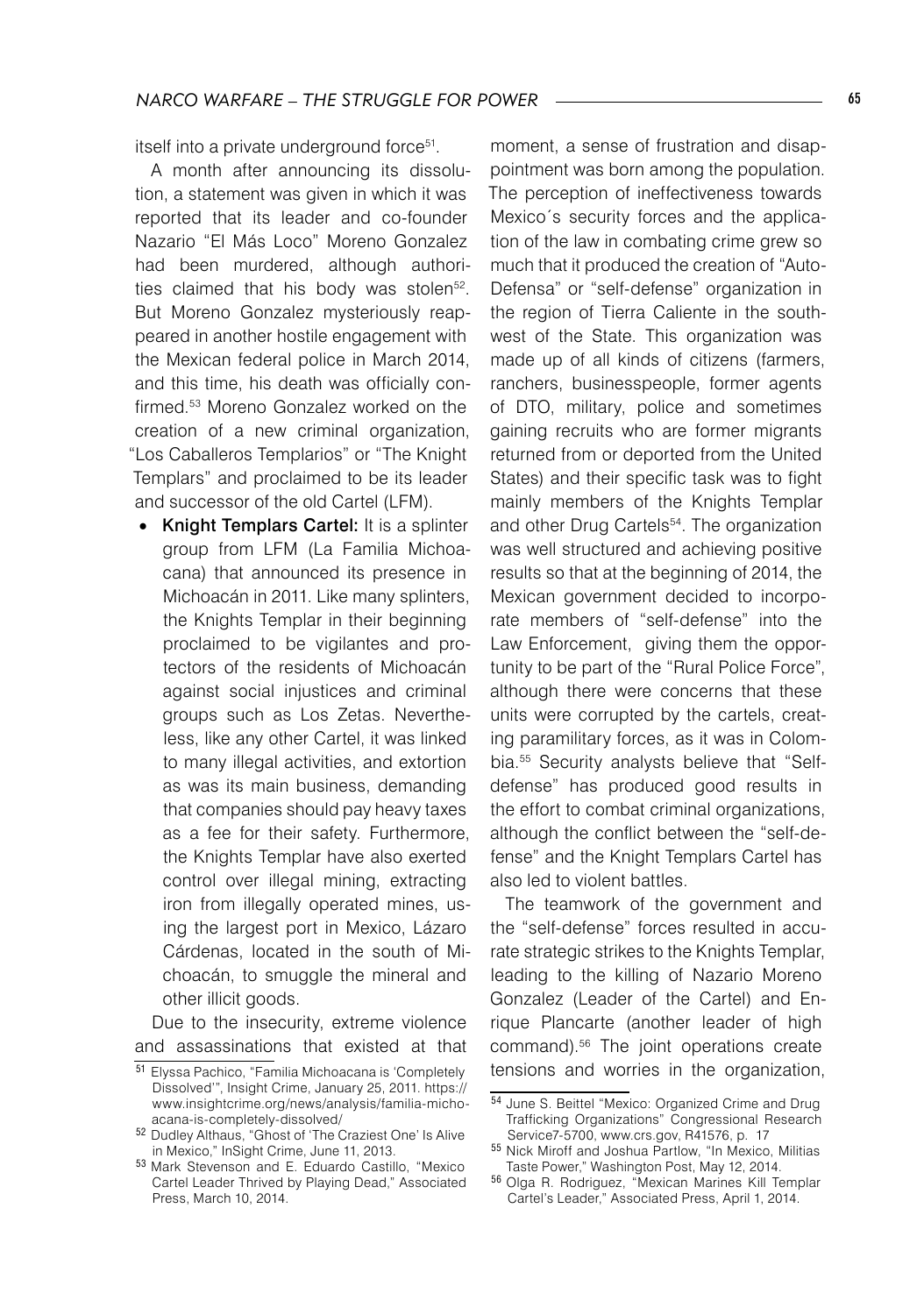itself into a private underground force[51].

A month after announcing its dissolution, a statement was given in which it was reported that its leader and co-founder Nazario "El Más Loco" Moreno Gonzalez had been murdered, although authorities claimed that his body was stolen[52]. But Moreno Gonzalez mysteriously reappeared in another hostile engagement with the Mexican federal police in March 2014, and this time, his death was officially confirmed.[53] Moreno Gonzalez worked on the creation of a new criminal organization, "Los Caballeros Templarios" or "The Knight Templars" and proclaimed to be its leader and successor of the old Cartel (LFM).

- **Knight Templars Cartel:** It is a splinter group from LFM (La Familia Michoacana) that announced its presence in Michoacán in 2011. Like many splinters, the Knights Templar in their beginning proclaimed to be vigilantes and protectors of the residents of Michoacán against social injustices and criminal groups such as Los Zetas. Nevertheless, like any other Cartel, it was linked to many illegal activities, and extortion as was its main business, demanding that companies should pay heavy taxes as a fee for their safety. Furthermore, the Knights Templar have also exerted control over illegal mining, extracting iron from illegally operated mines, using the largest port in Mexico, Lázaro Cárdenas, located in the south of Michoacán, to smuggle the mineral and other illicit goods.

Due to the insecurity, extreme violence and assassinations that existed at that moment, a sense of frustration and disappointment was born among the population. The perception of ineffectiveness towards Mexico´s security forces and the application of the law in combating crime grew so much that it produced the creation of "Auto-Defensa" or "self-defense" organization in the region of Tierra Caliente in the southwest of the State. This organization was made up of all kinds of citizens (farmers, ranchers, businesspeople, former agents of DTO, military, police and sometimes gaining recruits who are former migrants returned from or deported from the United States) and their specific task was to fight mainly members of the Knights Templar and other Drug Cartels[54]. The organization was well structured and achieving positive results so that at the beginning of 2014, the Mexican government decided to incorporate members of "self-defense" into the Law Enforcement, giving them the opportunity to be part of the "Rural Police Force", although there were concerns that these units were corrupted by the cartels, creating paramilitary forces, as it was in Colombia.[55] Security analysts believe that "Self-defense" has produced good results in the effort to combat criminal organizations, although the conflict between the "self-defense" and the Knight Templars Cartel has also led to violent battles.

The teamwork of the government and the "self-defense" forces resulted in accurate strategic strikes to the Knights Templar, leading to the killing of Nazario Moreno Gonzalez (Leader of the Cartel) and Enrique Plancarte (another leader of high command).[56] The joint operations create tensions and worries in the organization,

---

[51] Elyssa Pachico, "Familia Michoacana is 'Completely Dissolved'", Insight Crime, January 25, 2011. https://www.insightcrime.org/news/analysis/familia-michoacana-is-completely-dissolved/

[52] Dudley Althaus, "Ghost of 'The Craziest One' Is Alive in Mexico," InSight Crime, June 11, 2013.

[53] Mark Stevenson and E. Eduardo Castillo, "Mexico Cartel Leader Thrived by Playing Dead," Associated Press, March 10, 2014.

[54] June S. Beittel "Mexico: Organized Crime and Drug Trafficking Organizations" Congressional Research Service7-5700, www.crs.gov, R41576, p. 17

[55] Nick Miroff and Joshua Partlow, "In Mexico, Militias Taste Power," Washington Post, May 12, 2014.

[56] Olga R. Rodriguez, "Mexican Marines Kill Templar Cartel's Leader," Associated Press, April 1, 2014.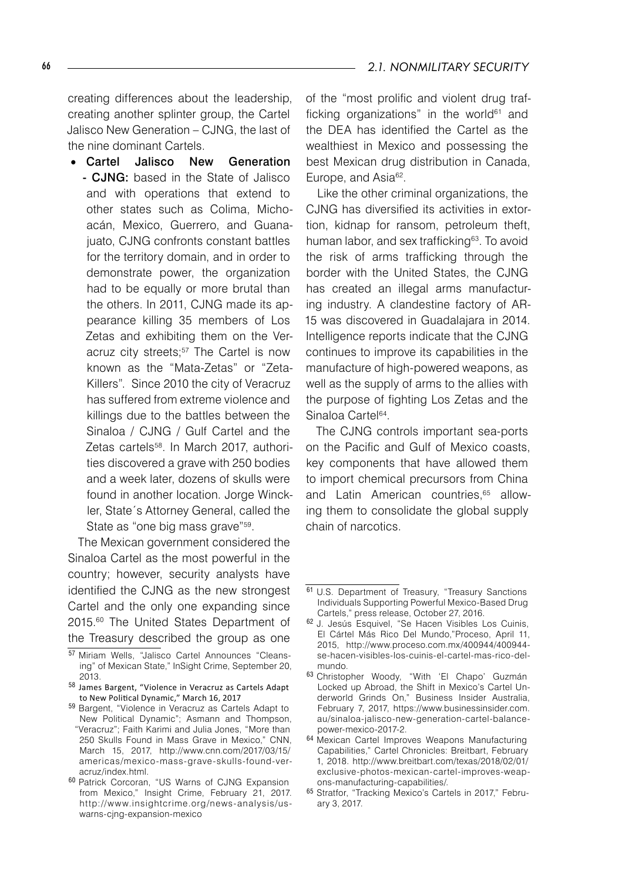creating differences about the leadership, creating another splinter group, the Cartel Jalisco New Generation – CJNG, the last of the nine dominant Cartels.

- **Cartel Jalisco New Generation - CJNG:** based in the State of Jalisco and with operations that extend to other states such as Colima, Michoacán, Mexico, Guerrero, and Guanajuato, CJNG confronts constant battles for the territory domain, and in order to demonstrate power, the organization had to be equally or more brutal than the others. In 2011, CJNG made its appearance killing 35 members of Los Zetas and exhibiting them on the Veracruz city streets;[57] The Cartel is now known as the "Mata-Zetas" or "Zeta-Killers". Since 2010 the city of Veracruz has suffered from extreme violence and killings due to the battles between the Sinaloa / CJNG / Gulf Cartel and the Zetas cartels[58]. In March 2017, authorities discovered a grave with 250 bodies and a week later, dozens of skulls were found in another location. Jorge Winckler, State´s Attorney General, called the State as "one big mass grave"[59].

The Mexican government considered the Sinaloa Cartel as the most powerful in the country; however, security analysts have identified the CJNG as the new strongest Cartel and the only one expanding since 2015.[60] The United States Department of the Treasury described the group as one of the "most prolific and violent drug trafficking organizations" in the world[61] and the DEA has identified the Cartel as the wealthiest in Mexico and possessing the best Mexican drug distribution in Canada, Europe, and Asia[62].

Like the other criminal organizations, the CJNG has diversified its activities in extortion, kidnap for ransom, petroleum theft, human labor, and sex trafficking[63]. To avoid the risk of arms trafficking through the border with the United States, the CJNG has created an illegal arms manufacturing industry. A clandestine factory of AR-15 was discovered in Guadalajara in 2014. Intelligence reports indicate that the CJNG continues to improve its capabilities in the manufacture of high-powered weapons, as well as the supply of arms to the allies with the purpose of fighting Los Zetas and the Sinaloa Cartel[64].

The CJNG controls important sea-ports on the Pacific and Gulf of Mexico coasts, key components that have allowed them to import chemical precursors from China and Latin American countries,[65] allowing them to consolidate the global supply chain of narcotics.

---

[57] Miriam Wells, "Jalisco Cartel Announces "Cleansing" of Mexican State," InSight Crime, September 20, 2013.

[58] James Bargent, "Violence in Veracruz as Cartels Adapt to New Political Dynamic," March 16, 2017

[59] Bargent, "Violence in Veracruz as Cartels Adapt to New Political Dynamic"; Asmann and Thompson, "Veracruz"; Faith Karimi and Julia Jones, "More than 250 Skulls Found in Mass Grave in Mexico," CNN, March 15, 2017, http://www.cnn.com/2017/03/15/americas/mexico-mass-grave-skulls-found-veracruz/index.html.

[60] Patrick Corcoran, "US Warns of CJNG Expansion from Mexico," Insight Crime, February 21, 2017. http://www.insightcrime.org/news-analysis/us-warns-cjng-expansion-mexico

[61] U.S. Department of Treasury, "Treasury Sanctions Individuals Supporting Powerful Mexico-Based Drug Cartels," press release, October 27, 2016.

[62] J. Jesús Esquivel, "Se Hacen Visibles Los Cuinis, El Cártel Más Rico Del Mundo,"Proceso, April 11, 2015, http://www.proceso.com.mx/400944/400944-se-hacen-visibles-los-cuinis-el-cartel-mas-rico-del-mundo.

[63] Christopher Woody, "With 'El Chapo' Guzmán Locked up Abroad, the Shift in Mexico's Cartel Underworld Grinds On," Business Insider Australia, February 7, 2017, https://www.businessinsider.com.au/sinaloa-jalisco-new-generation-cartel-balance-power-mexico-2017-2.

[64] Mexican Cartel Improves Weapons Manufacturing Capabilities," Cartel Chronicles: Breitbart, February 1, 2018. http://www.breitbart.com/texas/2018/02/01/exclusive-photos-mexican-cartel-improves-weapons-manufacturing-capabilities/.

[65] Stratfor, "Tracking Mexico's Cartels in 2017," February 3, 2017.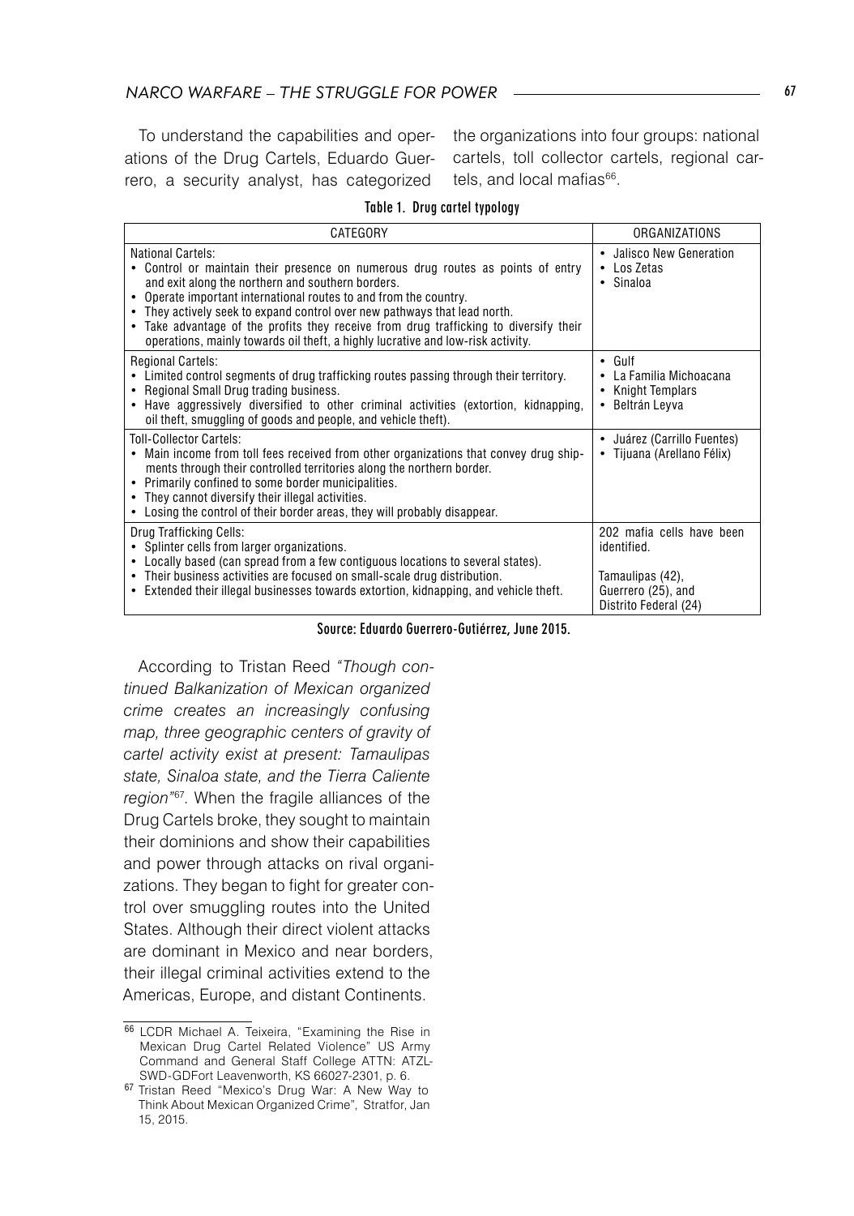To understand the capabilities and operations of the Drug Cartels, Eduardo Guerrero, a security analyst, has categorized the organizations into four groups: national cartels, toll collector cartels, regional cartels, and local mafias[66].

**Table 1. Drug cartel typology**

| CATEGORY | ORGANIZATIONS |
|---|---|
| National Cartels:<br>• Control or maintain their presence on numerous drug routes as points of entry and exit along the northern and southern borders.<br>• Operate important international routes to and from the country.<br>• They actively seek to expand control over new pathways that lead north.<br>• Take advantage of the profits they receive from drug trafficking to diversify their operations, mainly towards oil theft, a highly lucrative and low-risk activity. | • Jalisco New Generation<br>• Los Zetas<br>• Sinaloa |
| Regional Cartels:<br>• Limited control segments of drug trafficking routes passing through their territory.<br>• Regional Small Drug trading business.<br>• Have aggressively diversified to other criminal activities (extortion, kidnapping, oil theft, smuggling of goods and people, and vehicle theft). | • Gulf<br>• La Familia Michoacana<br>• Knight Templars<br>• Beltrán Leyva |
| Toll-Collector Cartels:<br>• Main income from toll fees received from other organizations that convey drug shipments through their controlled territories along the northern border.<br>• Primarily confined to some border municipalities.<br>• They cannot diversify their illegal activities.<br>• Losing the control of their border areas, they will probably disappear. | • Juárez (Carrillo Fuentes)<br>• Tijuana (Arellano Félix) |
| Drug Trafficking Cells:<br>• Splinter cells from larger organizations.<br>• Locally based (can spread from a few contiguous locations to several states).<br>• Their business activities are focused on small-scale drug distribution.<br>• Extended their illegal businesses towards extortion, kidnapping, and vehicle theft. | 202 mafia cells have been identified.<br><br>Tamaulipas (42),<br>Guerrero (25), and<br>Distrito Federal (24) |

**Source: Eduardo Guerrero-Gutiérrez, June 2015.**

According to Tristan Reed *"Though continued Balkanization of Mexican organized crime creates an increasingly confusing map, three geographic centers of gravity of cartel activity exist at present: Tamaulipas state, Sinaloa state, and the Tierra Caliente region"*[67]. When the fragile alliances of the Drug Cartels broke, they sought to maintain their dominions and show their capabilities and power through attacks on rival organizations. They began to fight for greater control over smuggling routes into the United States. Although their direct violent attacks are dominant in Mexico and near borders, their illegal criminal activities extend to the Americas, Europe, and distant Continents.

---

[66] LCDR Michael A. Teixeira, "Examining the Rise in Mexican Drug Cartel Related Violence" US Army Command and General Staff College ATTN: ATZL-SWD-GDFort Leavenworth, KS 66027-2301, p. 6.

[67] Tristan Reed "Mexico's Drug War: A New Way to Think About Mexican Organized Crime", Stratfor, Jan 15, 2015.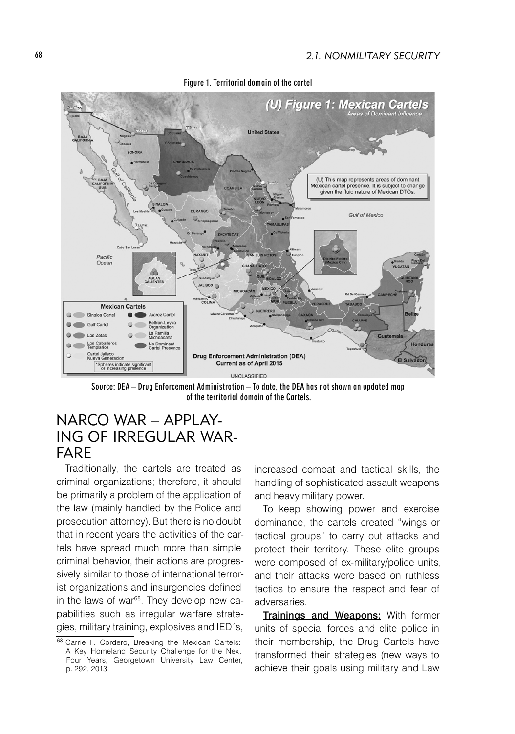Figure 1. Territorial domain of the cartel

Source: DEA – Drug Enforcement Administration – To date, the DEA has not shown an updated map of the territorial domain of the Cartels.

## NARCO WAR – APPLAYING OF IRREGULAR WARFARE

Traditionally, the cartels are treated as criminal organizations; therefore, it should be primarily a problem of the application of the law (mainly handled by the Police and prosecution attorney). But there is no doubt that in recent years the activities of the cartels have spread much more than simple criminal behavior, their actions are progressively similar to those of international terrorist organizations and insurgencies defined in the laws of war[68]. They develop new capabilities such as irregular warfare strategies, military training, explosives and IED´s, increased combat and tactical skills, the handling of sophisticated assault weapons and heavy military power.

To keep showing power and exercise dominance, the cartels created "wings or tactical groups" to carry out attacks and protect their territory. These elite groups were composed of ex-military/police units, and their attacks were based on ruthless tactics to ensure the respect and fear of adversaries.

**Trainings and Weapons:** With former units of special forces and elite police in their membership, the Drug Cartels have transformed their strategies (new ways to achieve their goals using military and Law

[68] Carrie F. Cordero, Breaking the Mexican Cartels: A Key Homeland Security Challenge for the Next Four Years, Georgetown University Law Center, p. 292, 2013.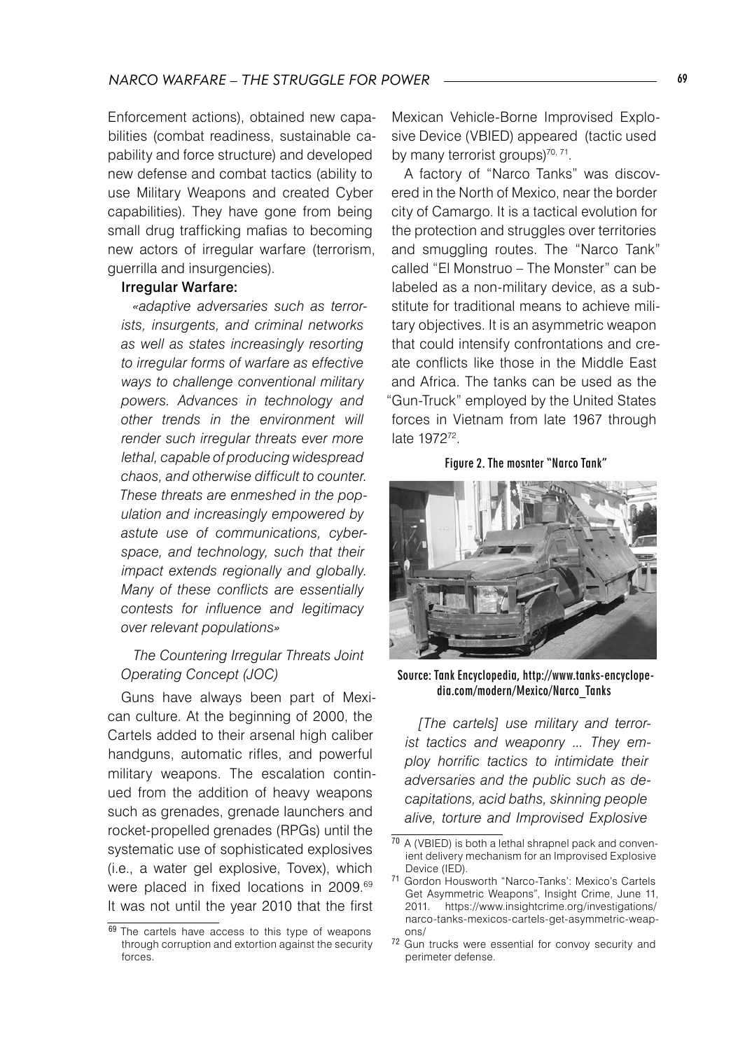Enforcement actions), obtained new capabilities (combat readiness, sustainable capability and force structure) and developed new defense and combat tactics (ability to use Military Weapons and created Cyber capabilities). They have gone from being small drug trafficking mafias to becoming new actors of irregular warfare (terrorism, guerrilla and insurgencies).

**Irregular Warfare:**

*«adaptive adversaries such as terrorists, insurgents, and criminal networks as well as states increasingly resorting to irregular forms of warfare as effective ways to challenge conventional military powers. Advances in technology and other trends in the environment will render such irregular threats ever more lethal, capable of producing widespread chaos, and otherwise difficult to counter. These threats are enmeshed in the population and increasingly empowered by astute use of communications, cyberspace, and technology, such that their impact extends regionally and globally. Many of these conflicts are essentially contests for influence and legitimacy over relevant populations»*

*The Countering Irregular Threats Joint Operating Concept (JOC)*

Guns have always been part of Mexican culture. At the beginning of 2000, the Cartels added to their arsenal high caliber handguns, automatic rifles, and powerful military weapons. The escalation continued from the addition of heavy weapons such as grenades, grenade launchers and rocket-propelled grenades (RPGs) until the systematic use of sophisticated explosives (i.e., a water gel explosive, Tovex), which were placed in fixed locations in 2009.[69] It was not until the year 2010 that the first Mexican Vehicle-Borne Improvised Explosive Device (VBIED) appeared (tactic used by many terrorist groups)[70, 71].

A factory of "Narco Tanks" was discovered in the North of Mexico, near the border city of Camargo. It is a tactical evolution for the protection and struggles over territories and smuggling routes. The "Narco Tank" called "El Monstruo – The Monster" can be labeled as a non-military device, as a substitute for traditional means to achieve military objectives. It is an asymmetric weapon that could intensify confrontations and create conflicts like those in the Middle East and Africa. The tanks can be used as the "Gun-Truck" employed by the United States forces in Vietnam from late 1967 through late 1972[72].

Figure 2. The mosnter "Narco Tank"

Source: Tank Encyclopedia, http://www.tanks-encyclopedia.com/modern/Mexico/Narco_Tanks

*[The cartels] use military and terrorist tactics and weaponry ... They employ horrific tactics to intimidate their adversaries and the public such as decapitations, acid baths, skinning people alive, torture and Improvised Explosive*

---

[69] The cartels have access to this type of weapons through corruption and extortion against the security forces.

[70] A (VBIED) is both a lethal shrapnel pack and convenient delivery mechanism for an Improvised Explosive Device (IED).

[71] Gordon Housworth "Narco-Tanks': Mexico's Cartels Get Asymmetric Weapons", Insight Crime, June 11, 2011. https://www.insightcrime.org/investigations/narco-tanks-mexicos-cartels-get-asymmetric-weapons/

[72] Gun trucks were essential for convoy security and perimeter defense.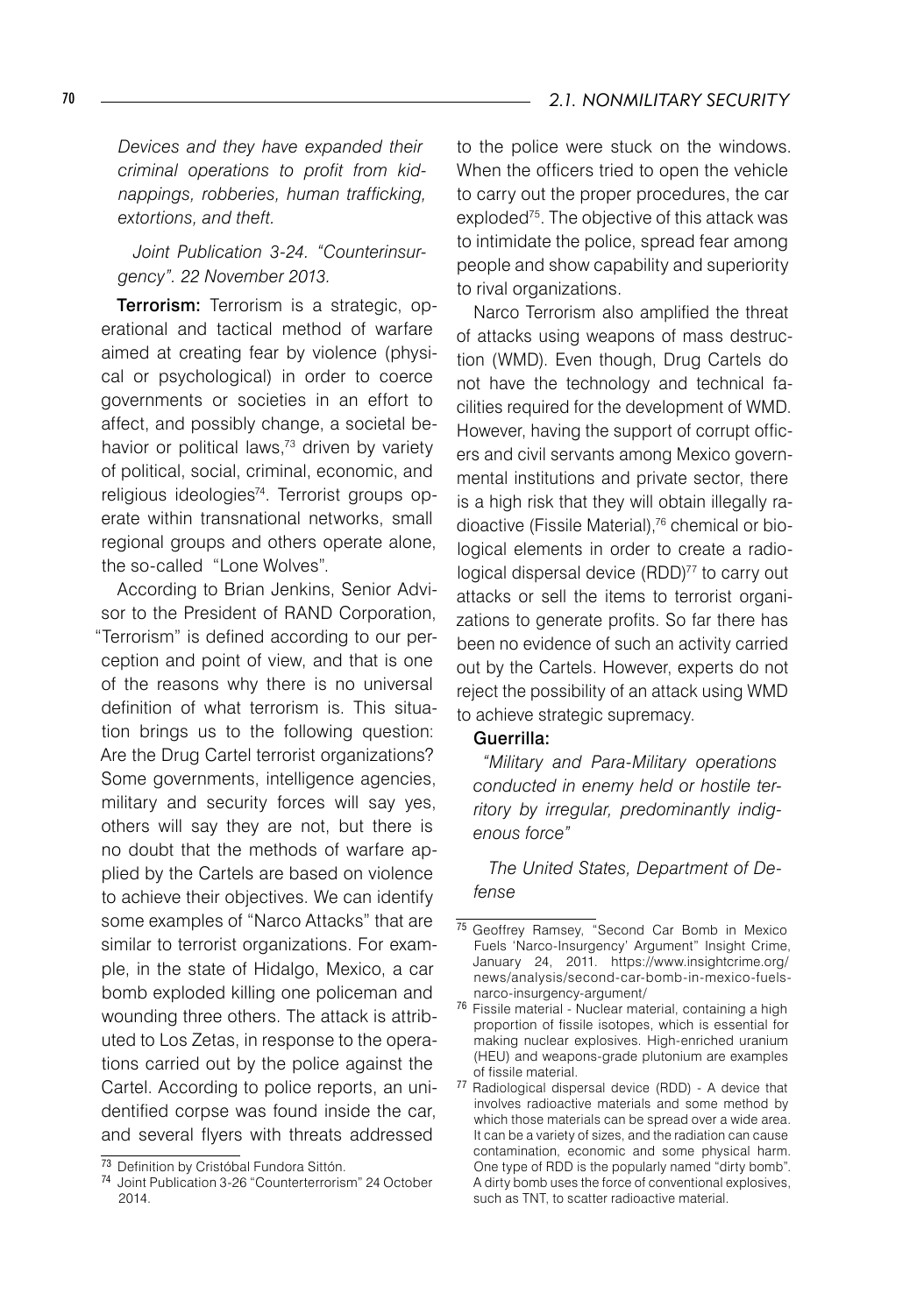*Devices and they have expanded their criminal operations to profit from kidnappings, robberies, human trafficking, extortions, and theft.*

*Joint Publication 3-24. "Counterinsurgency". 22 November 2013.*

**Terrorism:** Terrorism is a strategic, operational and tactical method of warfare aimed at creating fear by violence (physical or psychological) in order to coerce governments or societies in an effort to affect, and possibly change, a societal behavior or political laws,[73] driven by variety of political, social, criminal, economic, and religious ideologies[74]. Terrorist groups operate within transnational networks, small regional groups and others operate alone, the so-called "Lone Wolves".

According to Brian Jenkins, Senior Advisor to the President of RAND Corporation, "Terrorism" is defined according to our perception and point of view, and that is one of the reasons why there is no universal definition of what terrorism is. This situation brings us to the following question: Are the Drug Cartel terrorist organizations? Some governments, intelligence agencies, military and security forces will say yes, others will say they are not, but there is no doubt that the methods of warfare applied by the Cartels are based on violence to achieve their objectives. We can identify some examples of "Narco Attacks" that are similar to terrorist organizations. For example, in the state of Hidalgo, Mexico, a car bomb exploded killing one policeman and wounding three others. The attack is attributed to Los Zetas, in response to the operations carried out by the police against the Cartel. According to police reports, an unidentified corpse was found inside the car, and several flyers with threats addressed to the police were stuck on the windows. When the officers tried to open the vehicle to carry out the proper procedures, the car exploded[75]. The objective of this attack was to intimidate the police, spread fear among people and show capability and superiority to rival organizations.

Narco Terrorism also amplified the threat of attacks using weapons of mass destruction (WMD). Even though, Drug Cartels do not have the technology and technical facilities required for the development of WMD. However, having the support of corrupt officers and civil servants among Mexico governmental institutions and private sector, there is a high risk that they will obtain illegally radioactive (Fissile Material),[76] chemical or biological elements in order to create a radiological dispersal device (RDD)[77] to carry out attacks or sell the items to terrorist organizations to generate profits. So far there has been no evidence of such an activity carried out by the Cartels. However, experts do not reject the possibility of an attack using WMD to achieve strategic supremacy.

**Guerrilla:**

*"Military and Para-Military operations conducted in enemy held or hostile territory by irregular, predominantly indigenous force"*

*The United States, Department of Defense*

---

[73] Definition by Cristóbal Fundora Sittón.

[74] Joint Publication 3-26 "Counterterrorism" 24 October 2014.

[75] Geoffrey Ramsey, "Second Car Bomb in Mexico Fuels 'Narco-Insurgency' Argument" Insight Crime, January 24, 2011. https://www.insightcrime.org/news/analysis/second-car-bomb-in-mexico-fuels-narco-insurgency-argument/

[76] Fissile material - Nuclear material, containing a high proportion of fissile isotopes, which is essential for making nuclear explosives. High-enriched uranium (HEU) and weapons-grade plutonium are examples of fissile material.

[77] Radiological dispersal device (RDD) - A device that involves radioactive materials and some method by which those materials can be spread over a wide area. It can be a variety of sizes, and the radiation can cause contamination, economic and some physical harm. One type of RDD is the popularly named "dirty bomb". A dirty bomb uses the force of conventional explosives, such as TNT, to scatter radioactive material.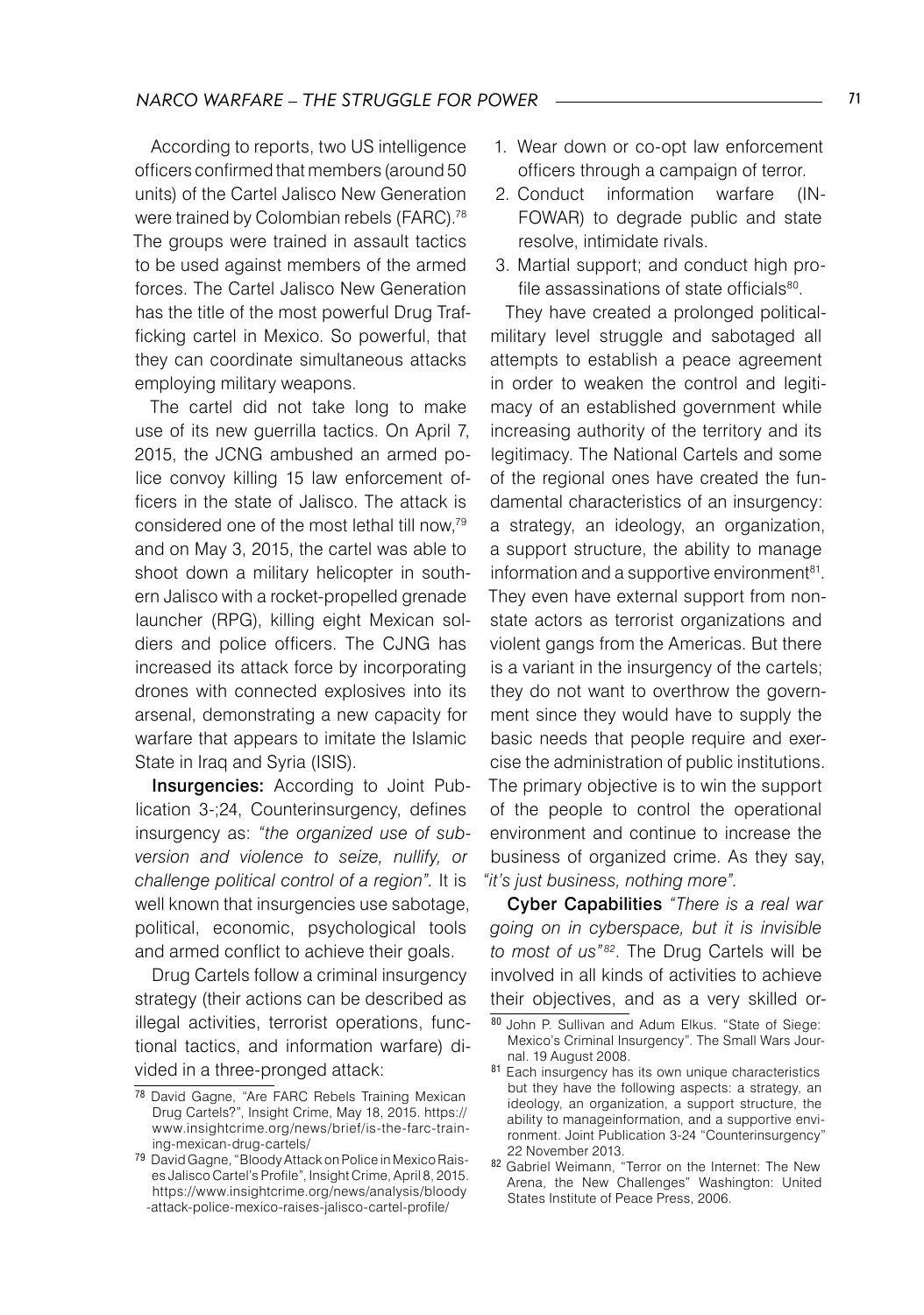According to reports, two US intelligence officers confirmed that members (around 50 units) of the Cartel Jalisco New Generation were trained by Colombian rebels (FARC).[78] The groups were trained in assault tactics to be used against members of the armed forces. The Cartel Jalisco New Generation has the title of the most powerful Drug Trafficking cartel in Mexico. So powerful, that they can coordinate simultaneous attacks employing military weapons.

The cartel did not take long to make use of its new guerrilla tactics. On April 7, 2015, the JCNG ambushed an armed police convoy killing 15 law enforcement officers in the state of Jalisco. The attack is considered one of the most lethal till now,[79] and on May 3, 2015, the cartel was able to shoot down a military helicopter in southern Jalisco with a rocket-propelled grenade launcher (RPG), killing eight Mexican soldiers and police officers. The CJNG has increased its attack force by incorporating drones with connected explosives into its arsenal, demonstrating a new capacity for warfare that appears to imitate the Islamic State in Iraq and Syria (ISIS).

**Insurgencies:** According to Joint Publication 3-;24, Counterinsurgency, defines insurgency as: *"the organized use of subversion and violence to seize, nullify, or challenge political control of a region"*. It is well known that insurgencies use sabotage, political, economic, psychological tools and armed conflict to achieve their goals.

Drug Cartels follow a criminal insurgency strategy (their actions can be described as illegal activities, terrorist operations, functional tactics, and information warfare) divided in a three-pronged attack:

1. Wear down or co-opt law enforcement officers through a campaign of terror.
2. Conduct information warfare (INFOWAR) to degrade public and state resolve, intimidate rivals.
3. Martial support; and conduct high profile assassinations of state officials[80].

They have created a prolonged political-military level struggle and sabotaged all attempts to establish a peace agreement in order to weaken the control and legitimacy of an established government while increasing authority of the territory and its legitimacy. The National Cartels and some of the regional ones have created the fundamental characteristics of an insurgency: a strategy, an ideology, an organization, a support structure, the ability to manage information and a supportive environment[81]. They even have external support from non-state actors as terrorist organizations and violent gangs from the Americas. But there is a variant in the insurgency of the cartels; they do not want to overthrow the government since they would have to supply the basic needs that people require and exercise the administration of public institutions. The primary objective is to win the support of the people to control the operational environment and continue to increase the business of organized crime. As they say, *"it's just business, nothing more"*.

**Cyber Capabilities** *"There is a real war going on in cyberspace, but it is invisible to most of us"[82]*. The Drug Cartels will be involved in all kinds of activities to achieve their objectives, and as a very skilled or-

---

[78] David Gagne, "Are FARC Rebels Training Mexican Drug Cartels?", Insight Crime, May 18, 2015. https://www.insightcrime.org/news/brief/is-the-farc-training-mexican-drug-cartels/

[79] David Gagne, "Bloody Attack on Police in Mexico Raises Jalisco Cartel's Profile", Insight Crime, April 8, 2015. https://www.insightcrime.org/news/analysis/bloody-attack-police-mexico-raises-jalisco-cartel-profile/

[80] John P. Sullivan and Adum Elkus. "State of Siege: Mexico's Criminal Insurgency". The Small Wars Journal. 19 August 2008.

[81] Each insurgency has its own unique characteristics but they have the following aspects: a strategy, an ideology, an organization, a support structure, the ability to manageinformation, and a supportive environment. Joint Publication 3-24 "Counterinsurgency" 22 November 2013.

[82] Gabriel Weimann, "Terror on the Internet: The New Arena, the New Challenges" Washington: United States Institute of Peace Press, 2006.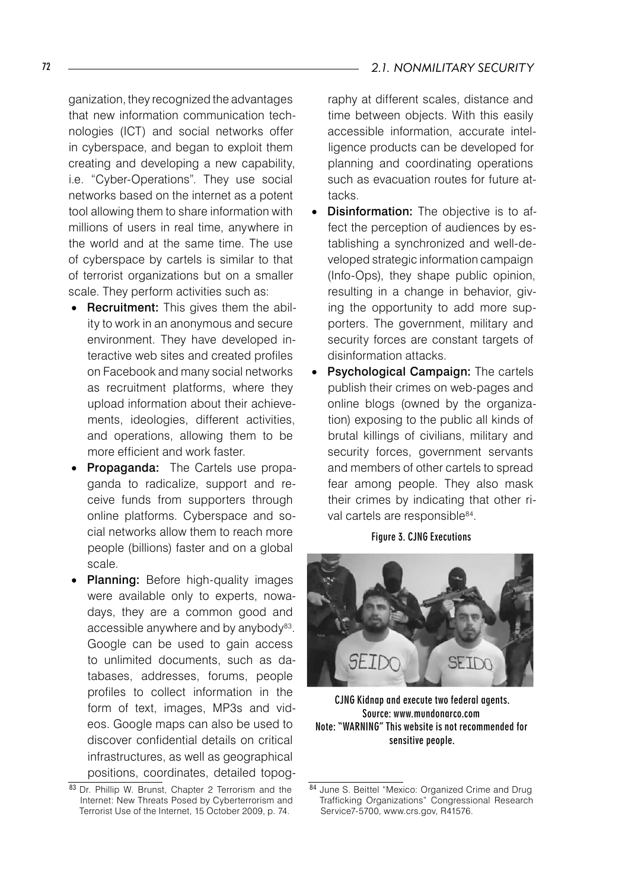ganization, they recognized the advantages that new information communication technologies (ICT) and social networks offer in cyberspace, and began to exploit them creating and developing a new capability, i.e. "Cyber-Operations". They use social networks based on the internet as a potent tool allowing them to share information with millions of users in real time, anywhere in the world and at the same time. The use of cyberspace by cartels is similar to that of terrorist organizations but on a smaller scale. They perform activities such as:

- **Recruitment:** This gives them the ability to work in an anonymous and secure environment. They have developed interactive web sites and created profiles on Facebook and many social networks as recruitment platforms, where they upload information about their achievements, ideologies, different activities, and operations, allowing them to be more efficient and work faster.
- **Propaganda:** The Cartels use propaganda to radicalize, support and receive funds from supporters through online platforms. Cyberspace and social networks allow them to reach more people (billions) faster and on a global scale.
- **Planning:** Before high-quality images were available only to experts, nowadays, they are a common good and accessible anywhere and by anybody[83]. Google can be used to gain access to unlimited documents, such as databases, addresses, forums, people profiles to collect information in the form of text, images, MP3s and videos. Google maps can also be used to discover confidential details on critical infrastructures, as well as geographical positions, coordinates, detailed topography at different scales, distance and time between objects. With this easily accessible information, accurate intelligence products can be developed for planning and coordinating operations such as evacuation routes for future attacks.
- **Disinformation:** The objective is to affect the perception of audiences by establishing a synchronized and well-developed strategic information campaign (Info-Ops), they shape public opinion, resulting in a change in behavior, giving the opportunity to add more supporters. The government, military and security forces are constant targets of disinformation attacks.
- **Psychological Campaign:** The cartels publish their crimes on web-pages and online blogs (owned by the organization) exposing to the public all kinds of brutal killings of civilians, military and security forces, government servants and members of other cartels to spread fear among people. They also mask their crimes by indicating that other rival cartels are responsible[84].

**Figure 3. CJNG Executions**

CJNG Kidnap and execute two federal agents.
Source: www.mundonarco.com
Note: "WARNING" This website is not recommended for sensitive people.

[83] Dr. Phillip W. Brunst, Chapter 2 Terrorism and the Internet: New Threats Posed by Cyberterrorism and Terrorist Use of the Internet, 15 October 2009, p. 74.

[84] June S. Beittel "Mexico: Organized Crime and Drug Trafficking Organizations" Congressional Research Service7-5700, www.crs.gov, R41576.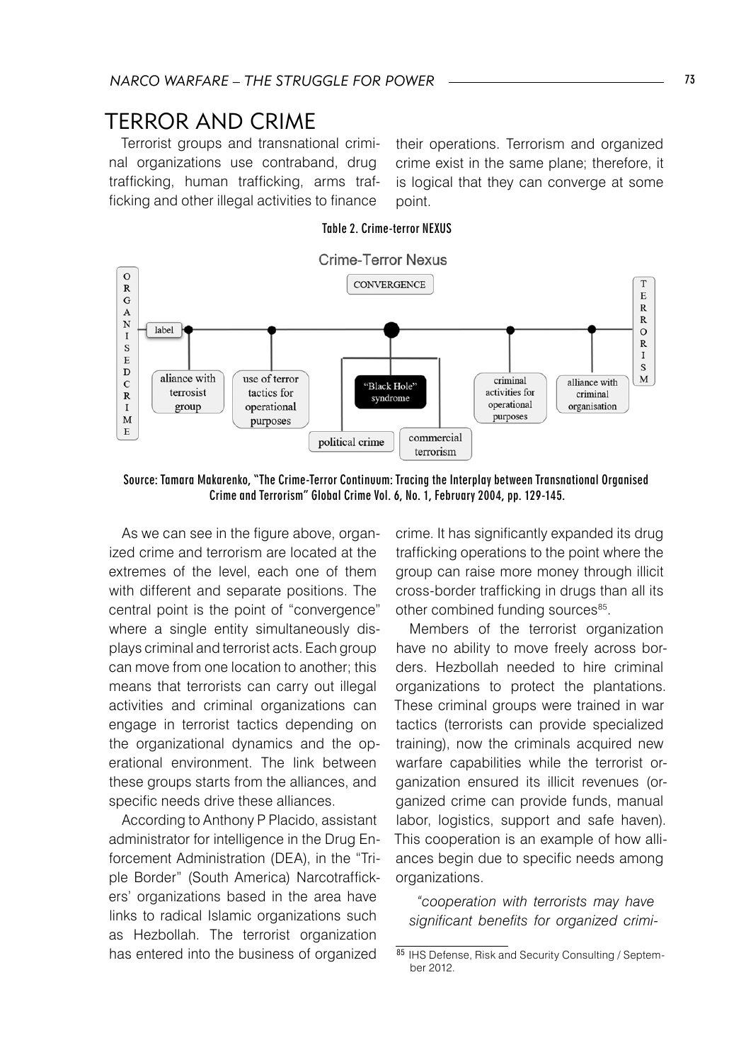# TERROR AND CRIME

Terrorist groups and transnational criminal organizations use contraband, drug trafficking, human trafficking, arms trafficking and other illegal activities to finance their operations. Terrorism and organized crime exist in the same plane; therefore, it is logical that they can converge at some point.

**Table 2. Crime-terror NEXUS**

Crime-Terror Nexus

ORGANISED CRIME — label — CONVERGENCE — TERRORISM

aliance with terrosist group | use of terror tactics for operational purposes | "Black Hole" syndrome | political crime | commercial terrorism | criminal activities for operational purposes | alliance with criminal organisation

**Source: Tamara Makarenko, "The Crime-Terror Continuum: Tracing the Interplay between Transnational Organised Crime and Terrorism" Global Crime Vol. 6, No. 1, February 2004, pp. 129-145.**

As we can see in the figure above, organized crime and terrorism are located at the extremes of the level, each one of them with different and separate positions. The central point is the point of "convergence" where a single entity simultaneously displays criminal and terrorist acts. Each group can move from one location to another; this means that terrorists can carry out illegal activities and criminal organizations can engage in terrorist tactics depending on the organizational dynamics and the operational environment. The link between these groups starts from the alliances, and specific needs drive these alliances.

According to Anthony P Placido, assistant administrator for intelligence in the Drug Enforcement Administration (DEA), in the "Triple Border" (South America) Narcotraffickers' organizations based in the area have links to radical Islamic organizations such as Hezbollah. The terrorist organization has entered into the business of organized crime. It has significantly expanded its drug trafficking operations to the point where the group can raise more money through illicit cross-border trafficking in drugs than all its other combined funding sources[85].

Members of the terrorist organization have no ability to move freely across borders. Hezbollah needed to hire criminal organizations to protect the plantations. These criminal groups were trained in war tactics (terrorists can provide specialized training), now the criminals acquired new warfare capabilities while the terrorist organization ensured its illicit revenues (organized crime can provide funds, manual labor, logistics, support and safe haven). This cooperation is an example of how alliances begin due to specific needs among organizations.

*"cooperation with terrorists may have significant benefits for organized crimi-*

[85] IHS Defense, Risk and Security Consulting / September 2012.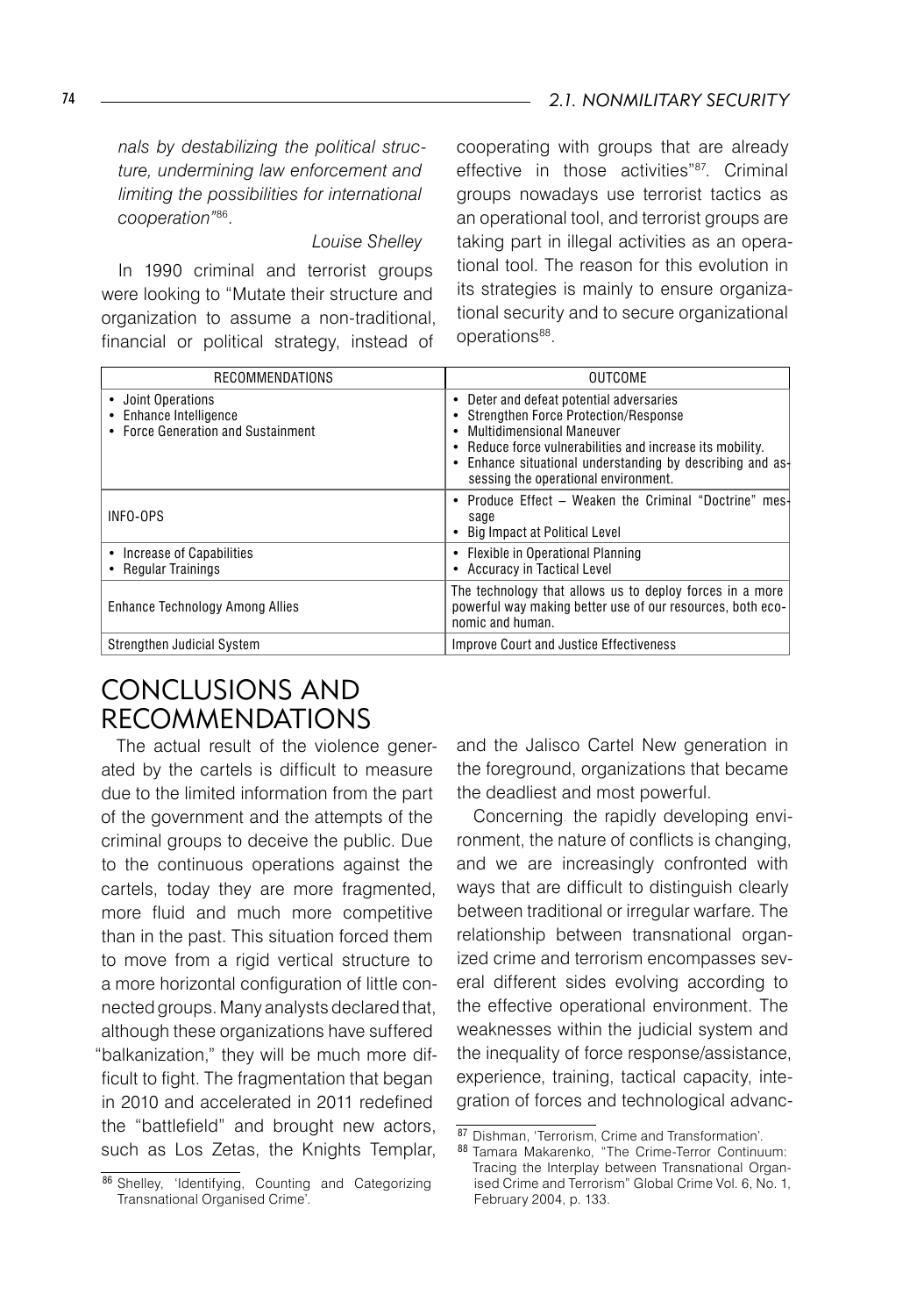*nals by destabilizing the political structure, undermining law enforcement and limiting the possibilities for international cooperation"*[86].

*Louise Shelley*

In 1990 criminal and terrorist groups were looking to "Mutate their structure and organization to assume a non-traditional, financial or political strategy, instead of cooperating with groups that are already effective in those activities"[87]. Criminal groups nowadays use terrorist tactics as an operational tool, and terrorist groups are taking part in illegal activities as an operational tool. The reason for this evolution in its strategies is mainly to ensure organizational security and to secure organizational operations[88].

| RECOMMENDATIONS | OUTCOME |
|---|---|
| • Joint Operations<br>• Enhance Intelligence<br>• Force Generation and Sustainment | • Deter and defeat potential adversaries<br>• Strengthen Force Protection/Response<br>• Multidimensional Maneuver<br>• Reduce force vulnerabilities and increase its mobility.<br>• Enhance situational understanding by describing and assessing the operational environment. |
| INFO-OPS | • Produce Effect – Weaken the Criminal "Doctrine" message<br>• Big Impact at Political Level |
| • Increase of Capabilities<br>• Regular Trainings | • Flexible in Operational Planning<br>• Accuracy in Tactical Level |
| Enhance Technology Among Allies | The technology that allows us to deploy forces in a more powerful way making better use of our resources, both economic and human. |
| Strengthen Judicial System | Improve Court and Justice Effectiveness |

## CONCLUSIONS AND RECOMMENDATIONS

The actual result of the violence generated by the cartels is difficult to measure due to the limited information from the part of the government and the attempts of the criminal groups to deceive the public. Due to the continuous operations against the cartels, today they are more fragmented, more fluid and much more competitive than in the past. This situation forced them to move from a rigid vertical structure to a more horizontal configuration of little connected groups. Many analysts declared that, although these organizations have suffered "balkanization," they will be much more difficult to fight. The fragmentation that began in 2010 and accelerated in 2011 redefined the "battlefield" and brought new actors, such as Los Zetas, the Knights Templar, and the Jalisco Cartel New generation in the foreground, organizations that became the deadliest and most powerful.

Concerning the rapidly developing environment, the nature of conflicts is changing, and we are increasingly confronted with ways that are difficult to distinguish clearly between traditional or irregular warfare. The relationship between transnational organized crime and terrorism encompasses several different sides evolving according to the effective operational environment. The weaknesses within the judicial system and the inequality of force response/assistance, experience, training, tactical capacity, integration of forces and technological advanc-

---

[86] Shelley, 'Identifying, Counting and Categorizing Transnational Organised Crime'.

[87] Dishman, 'Terrorism, Crime and Transformation'.

[88] Tamara Makarenko, "The Crime-Terror Continuum: Tracing the Interplay between Transnational Organised Crime and Terrorism" Global Crime Vol. 6, No. 1, February 2004, p. 133.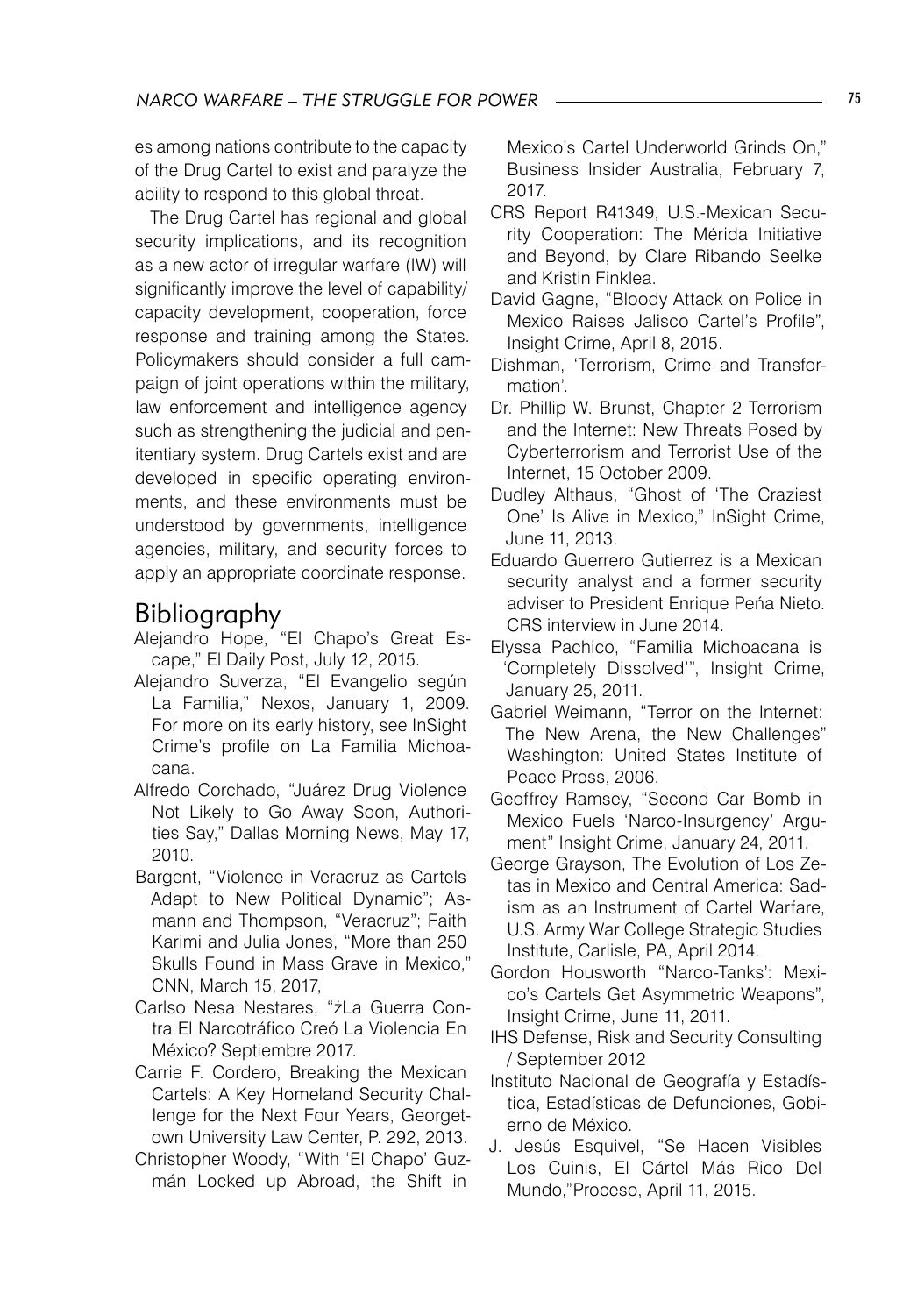es among nations contribute to the capacity of the Drug Cartel to exist and paralyze the ability to respond to this global threat.

The Drug Cartel has regional and global security implications, and its recognition as a new actor of irregular warfare (IW) will significantly improve the level of capability/capacity development, cooperation, force response and training among the States. Policymakers should consider a full campaign of joint operations within the military, law enforcement and intelligence agency such as strengthening the judicial and penitentiary system. Drug Cartels exist and are developed in specific operating environments, and these environments must be understood by governments, intelligence agencies, military, and security forces to apply an appropriate coordinate response.

## Bibliography

Alejandro Hope, "El Chapo's Great Escape," El Daily Post, July 12, 2015.

Alejandro Suverza, "El Evangelio según La Familia," Nexos, January 1, 2009. For more on its early history, see InSight Crime's profile on La Familia Michoacana.

Alfredo Corchado, "Juárez Drug Violence Not Likely to Go Away Soon, Authorities Say," Dallas Morning News, May 17, 2010.

Bargent, "Violence in Veracruz as Cartels Adapt to New Political Dynamic"; Asmann and Thompson, "Veracruz"; Faith Karimi and Julia Jones, "More than 250 Skulls Found in Mass Grave in Mexico," CNN, March 15, 2017,

Carlso Nesa Nestares, "żLa Guerra Contra El Narcotráfico Creó La Violencia En México? Septiembre 2017.

Carrie F. Cordero, Breaking the Mexican Cartels: A Key Homeland Security Challenge for the Next Four Years, Georgetown University Law Center, P. 292, 2013.

Christopher Woody, "With 'El Chapo' Guzmán Locked up Abroad, the Shift in Mexico's Cartel Underworld Grinds On," Business Insider Australia, February 7, 2017.

CRS Report R41349, U.S.-Mexican Security Cooperation: The Mérida Initiative and Beyond, by Clare Ribando Seelke and Kristin Finklea.

David Gagne, "Bloody Attack on Police in Mexico Raises Jalisco Cartel's Profile", Insight Crime, April 8, 2015.

Dishman, 'Terrorism, Crime and Transformation'.

Dr. Phillip W. Brunst, Chapter 2 Terrorism and the Internet: New Threats Posed by Cyberterrorism and Terrorist Use of the Internet, 15 October 2009.

Dudley Althaus, "Ghost of 'The Craziest One' Is Alive in Mexico," InSight Crime, June 11, 2013.

Eduardo Guerrero Gutierrez is a Mexican security analyst and a former security adviser to President Enrique Peńa Nieto. CRS interview in June 2014.

Elyssa Pachico, "Familia Michoacana is 'Completely Dissolved'", Insight Crime, January 25, 2011.

Gabriel Weimann, "Terror on the Internet: The New Arena, the New Challenges" Washington: United States Institute of Peace Press, 2006.

Geoffrey Ramsey, "Second Car Bomb in Mexico Fuels 'Narco-Insurgency' Argument" Insight Crime, January 24, 2011.

George Grayson, The Evolution of Los Zetas in Mexico and Central America: Sadism as an Instrument of Cartel Warfare, U.S. Army War College Strategic Studies Institute, Carlisle, PA, April 2014.

Gordon Housworth "Narco-Tanks': Mexico's Cartels Get Asymmetric Weapons", Insight Crime, June 11, 2011.

IHS Defense, Risk and Security Consulting / September 2012

Instituto Nacional de Geografía y Estadística, Estadísticas de Defunciones, Gobierno de México.

J. Jesús Esquivel, "Se Hacen Visibles Los Cuinis, El Cártel Más Rico Del Mundo,"Proceso, April 11, 2015.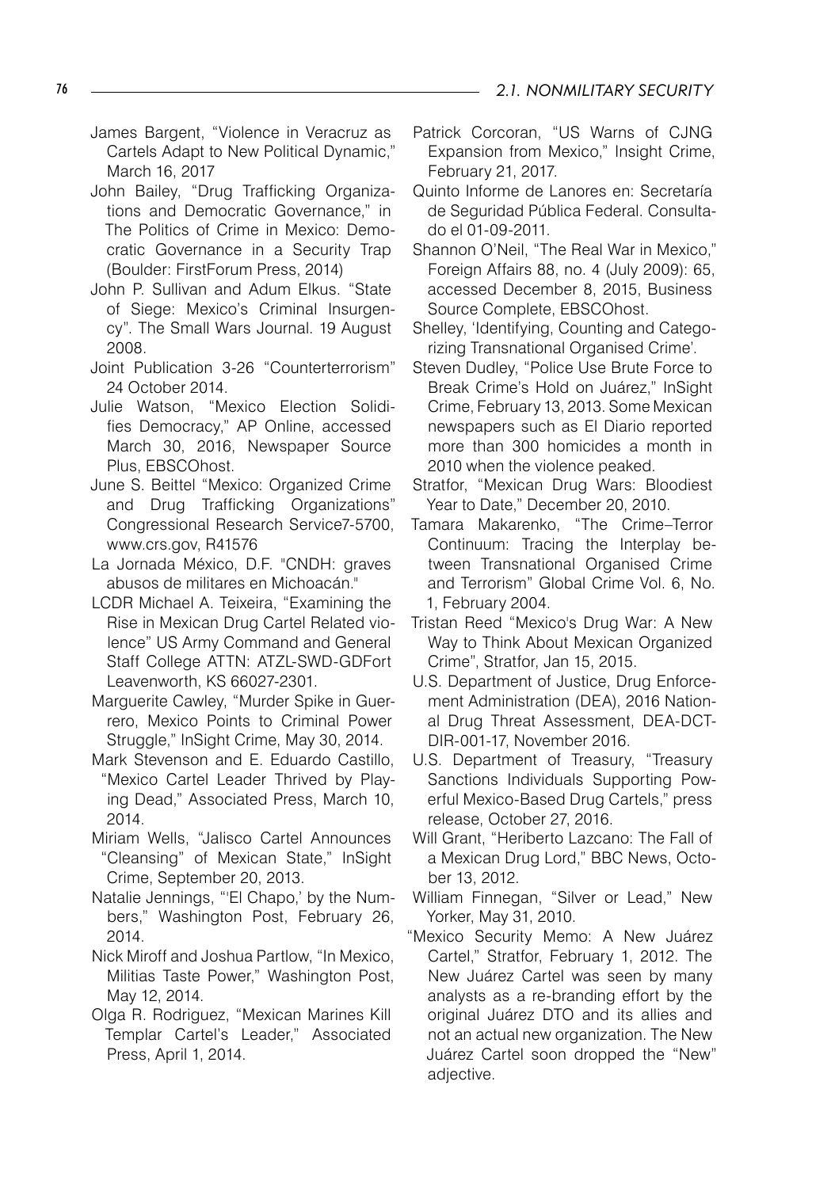James Bargent, "Violence in Veracruz as Cartels Adapt to New Political Dynamic," March 16, 2017

John Bailey, "Drug Trafficking Organizations and Democratic Governance," in The Politics of Crime in Mexico: Democratic Governance in a Security Trap (Boulder: FirstForum Press, 2014)

John P. Sullivan and Adum Elkus. "State of Siege: Mexico's Criminal Insurgency". The Small Wars Journal. 19 August 2008.

Joint Publication 3-26 "Counterterrorism" 24 October 2014.

Julie Watson, "Mexico Election Solidifies Democracy," AP Online, accessed March 30, 2016, Newspaper Source Plus, EBSCOhost.

June S. Beittel "Mexico: Organized Crime and Drug Trafficking Organizations" Congressional Research Service7-5700, www.crs.gov, R41576

La Jornada México, D.F. "CNDH: graves abusos de militares en Michoacán."

LCDR Michael A. Teixeira, "Examining the Rise in Mexican Drug Cartel Related violence" US Army Command and General Staff College ATTN: ATZL-SWD-GDFort Leavenworth, KS 66027-2301.

Marguerite Cawley, "Murder Spike in Guerrero, Mexico Points to Criminal Power Struggle," InSight Crime, May 30, 2014.

Mark Stevenson and E. Eduardo Castillo, "Mexico Cartel Leader Thrived by Playing Dead," Associated Press, March 10, 2014.

Miriam Wells, "Jalisco Cartel Announces "Cleansing" of Mexican State," InSight Crime, September 20, 2013.

Natalie Jennings, "'El Chapo,' by the Numbers," Washington Post, February 26, 2014.

Nick Miroff and Joshua Partlow, "In Mexico, Militias Taste Power," Washington Post, May 12, 2014.

Olga R. Rodriguez, "Mexican Marines Kill Templar Cartel's Leader," Associated Press, April 1, 2014.

Patrick Corcoran, "US Warns of CJNG Expansion from Mexico," Insight Crime, February 21, 2017.

Quinto Informe de Lanores en: Secretaría de Seguridad Pública Federal. Consultado el 01-09-2011.

Shannon O'Neil, "The Real War in Mexico," Foreign Affairs 88, no. 4 (July 2009): 65, accessed December 8, 2015, Business Source Complete, EBSCOhost.

Shelley, 'Identifying, Counting and Categorizing Transnational Organised Crime'.

Steven Dudley, "Police Use Brute Force to Break Crime's Hold on Juárez," InSight Crime, February 13, 2013. Some Mexican newspapers such as El Diario reported more than 300 homicides a month in 2010 when the violence peaked.

Stratfor, "Mexican Drug Wars: Bloodiest Year to Date," December 20, 2010.

Tamara Makarenko, "The Crime–Terror Continuum: Tracing the Interplay between Transnational Organised Crime and Terrorism" Global Crime Vol. 6, No. 1, February 2004.

Tristan Reed "Mexico's Drug War: A New Way to Think About Mexican Organized Crime", Stratfor, Jan 15, 2015.

U.S. Department of Justice, Drug Enforcement Administration (DEA), 2016 National Drug Threat Assessment, DEA-DCT-DIR-001-17, November 2016.

U.S. Department of Treasury, "Treasury Sanctions Individuals Supporting Powerful Mexico-Based Drug Cartels," press release, October 27, 2016.

Will Grant, "Heriberto Lazcano: The Fall of a Mexican Drug Lord," BBC News, October 13, 2012.

William Finnegan, "Silver or Lead," New Yorker, May 31, 2010.

"Mexico Security Memo: A New Juárez Cartel," Stratfor, February 1, 2012. The New Juárez Cartel was seen by many analysts as a re-branding effort by the original Juárez DTO and its allies and not an actual new organization. The New Juárez Cartel soon dropped the "New" adjective.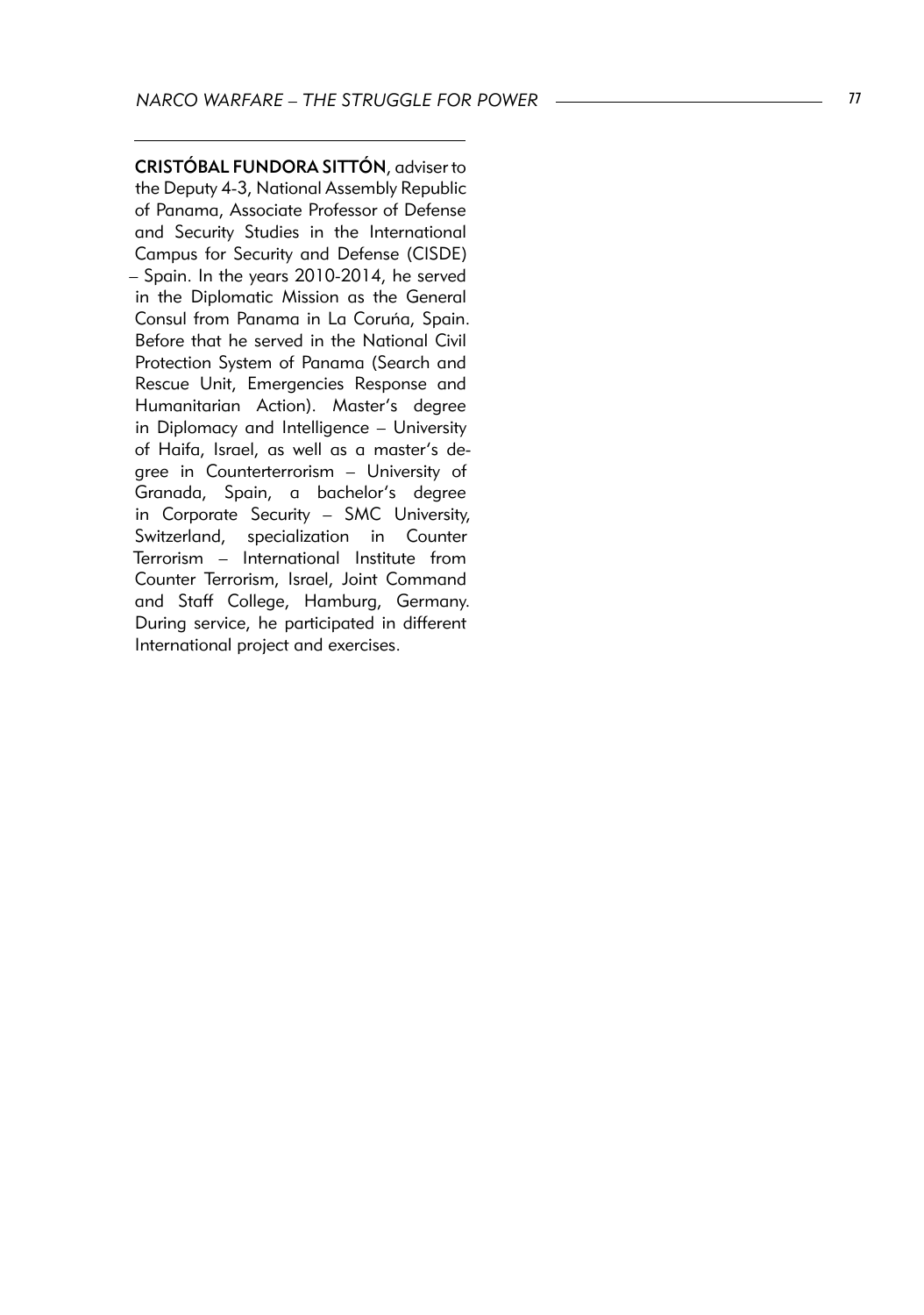**CRISTÓBAL FUNDORA SITTÓN**, adviser to the Deputy 4-3, National Assembly Republic of Panama, Associate Professor of Defense and Security Studies in the International Campus for Security and Defense (CISDE) – Spain. In the years 2010-2014, he served in the Diplomatic Mission as the General Consul from Panama in La Coruńa, Spain. Before that he served in the National Civil Protection System of Panama (Search and Rescue Unit, Emergencies Response and Humanitarian Action). Master's degree in Diplomacy and Intelligence – University of Haifa, Israel, as well as a master's degree in Counterterrorism – University of Granada, Spain, a bachelor's degree in Corporate Security – SMC University, Switzerland, specialization in Counter Terrorism – International Institute from Counter Terrorism, Israel, Joint Command and Staff College, Hamburg, Germany. During service, he participated in different International project and exercises.